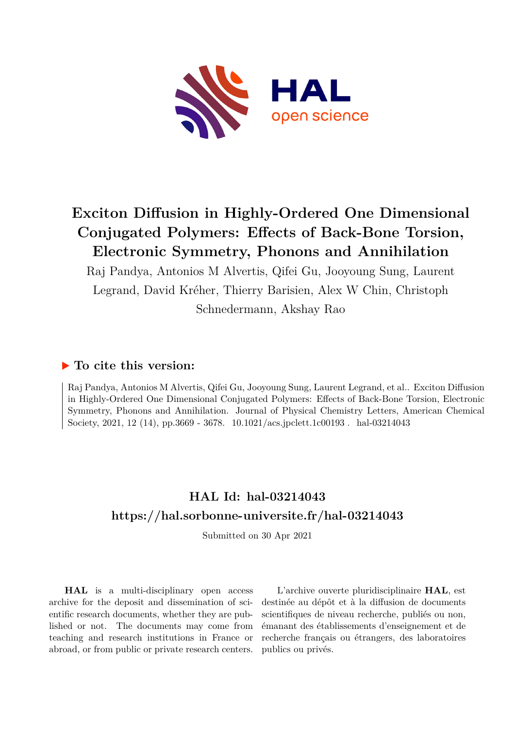# Exciton Diffusion in Highly-Ordered One Dimensional Conjugated Polymers: Effects of Back-Bone Torsion, Electronic Symmetry, Phonons and Annihilation

Raj Pandya, Antonios M Alvertis, Qifei Gu, Jooyoung Sung, Laurent Legrand, David Kréher, Thierry Barisien, Alex W Chin, Christoph Schnedermann, Akshay Rao

## ► To cite this version:

Raj Pandya, Antonios M Alvertis, Qifei Gu, Jooyoung Sung, Laurent Legrand, et al.. Exciton Diffusion in Highly-Ordered One Dimensional Conjugated Polymers: Effects of Back-Bone Torsion, Electronic Symmetry, Phonons and Annihilation. Journal of Physical Chemistry Letters, American Chemical Society, 2021, 12 (14), pp.3669 - 3678. 10.1021/acs.jpclett.1c00193 . hal-03214043

## HAL Id: hal-03214043
## https://hal.sorbonne-universite.fr/hal-03214043

Submitted on 30 Apr 2021

**HAL** is a multi-disciplinary open access archive for the deposit and dissemination of scientific research documents, whether they are published or not. The documents may come from teaching and research institutions in France or abroad, or from public or private research centers.

L'archive ouverte pluridisciplinaire **HAL**, est destinée au dépôt et à la diffusion de documents scientifiques de niveau recherche, publiés ou non, émanant des établissements d'enseignement et de recherche français ou étrangers, des laboratoires publics ou privés.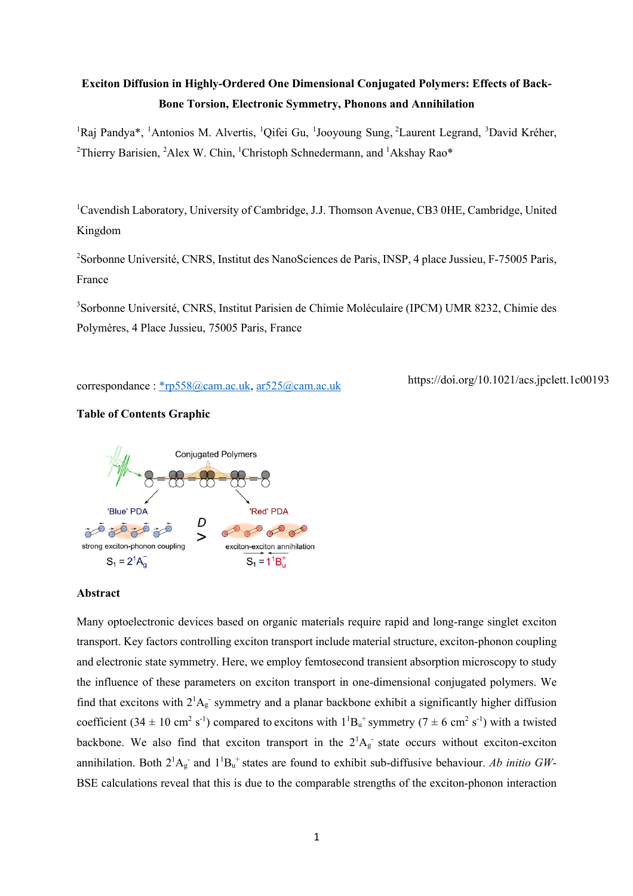**Exciton Diffusion in Highly-Ordered One Dimensional Conjugated Polymers: Effects of Back-Bone Torsion, Electronic Symmetry, Phonons and Annihilation**

[1]Raj Pandya*, [1]Antonios M. Alvertis, [1]Qifei Gu, [1]Jooyoung Sung, [2]Laurent Legrand, [3]David Kréher, [2]Thierry Barisien, [2]Alex W. Chin, [1]Christoph Schnedermann, and [1]Akshay Rao*

[1]Cavendish Laboratory, University of Cambridge, J.J. Thomson Avenue, CB3 0HE, Cambridge, United Kingdom

[2]Sorbonne Université, CNRS, Institut des NanoSciences de Paris, INSP, 4 place Jussieu, F-75005 Paris, France

[3]Sorbonne Université, CNRS, Institut Parisien de Chimie Moléculaire (IPCM) UMR 8232, Chimie des Polymères, 4 Place Jussieu, 75005 Paris, France

correspondance : *rp558@cam.ac.uk, ar525@cam.ac.uk

https://doi.org/10.1021/acs.jpclett.1c00193

**Table of Contents Graphic**

Conjugated Polymers

'Blue' PDA

strong exciton-phonon coupling

$S_1 = 2^1A_g^-$

$D$ $>$

'Red' PDA

exciton-exciton annihilation

$S_1 = 1^1B_u^+$

**Abstract**

Many optoelectronic devices based on organic materials require rapid and long-range singlet exciton transport. Key factors controlling exciton transport include material structure, exciton-phonon coupling and electronic state symmetry. Here, we employ femtosecond transient absorption microscopy to study the influence of these parameters on exciton transport in one-dimensional conjugated polymers. We find that excitons with $2^1A_g^-$ symmetry and a planar backbone exhibit a significantly higher diffusion coefficient ($34 \pm 10$ cm$^2$ s$^{-1}$) compared to excitons with $1^1B_u^+$ symmetry ($7 \pm 6$ cm$^2$ s$^{-1}$) with a twisted backbone. We also find that exciton transport in the $2^1A_g^-$ state occurs without exciton-exciton annihilation. Both $2^1A_g^-$ and $1^1B_u^+$ states are found to exhibit sub-diffusive behaviour. *Ab initio GW*-BSE calculations reveal that this is due to the comparable strengths of the exciton-phonon interaction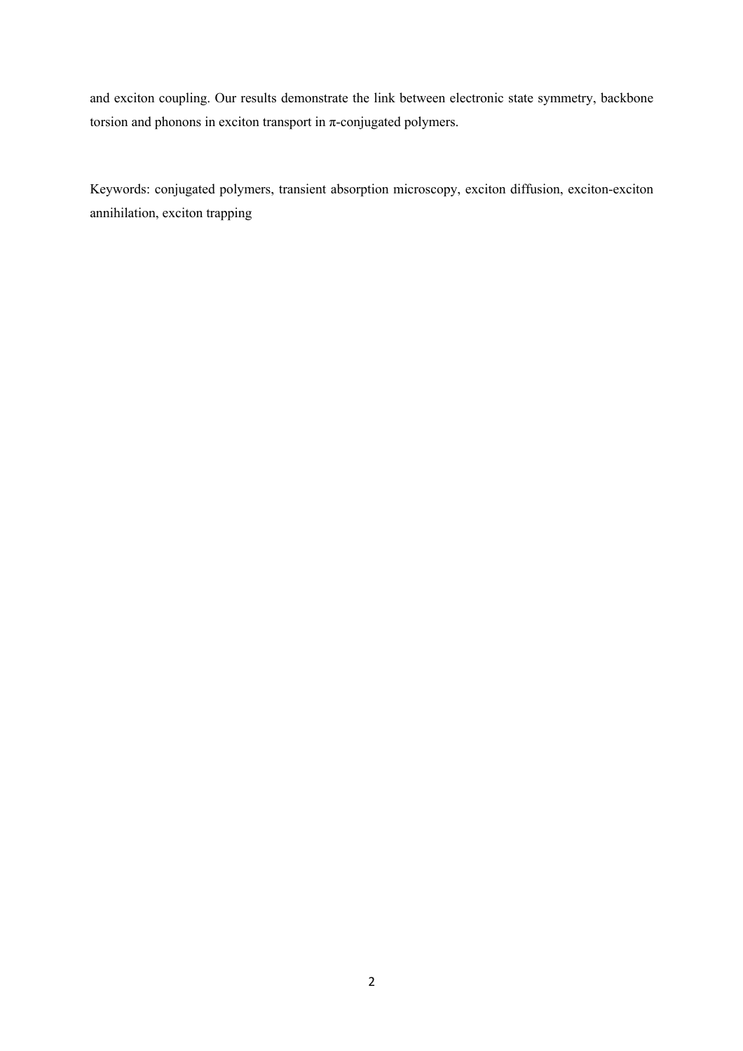and exciton coupling. Our results demonstrate the link between electronic state symmetry, backbone torsion and phonons in exciton transport in π-conjugated polymers.

Keywords: conjugated polymers, transient absorption microscopy, exciton diffusion, exciton-exciton annihilation, exciton trapping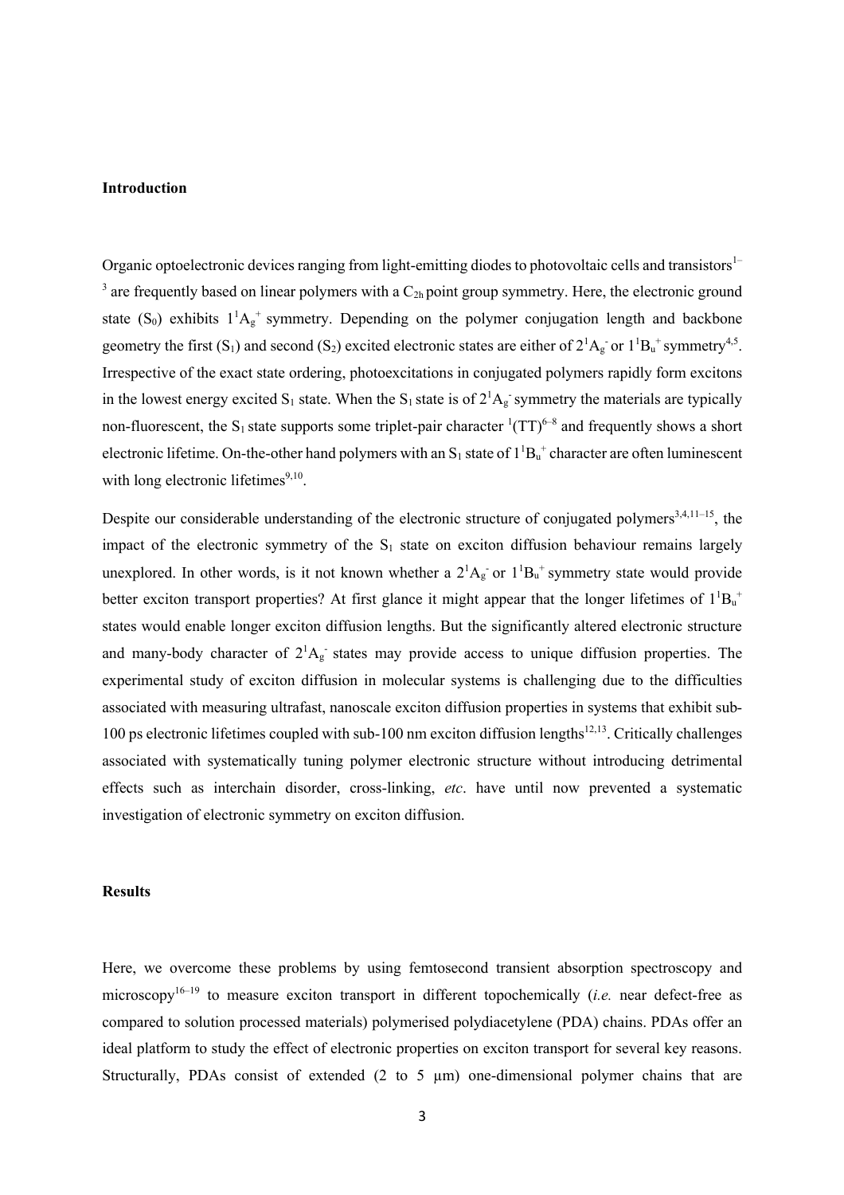## Introduction

Organic optoelectronic devices ranging from light-emitting diodes to photovoltaic cells and transistors[1–3] are frequently based on linear polymers with a $C_{2h}$ point group symmetry. Here, the electronic ground state ($S_0$) exhibits $1^1A_g^+$ symmetry. Depending on the polymer conjugation length and backbone geometry the first ($S_1$) and second ($S_2$) excited electronic states are either of $2^1A_g^-$ or $1^1B_u^+$ symmetry[4,5]. Irrespective of the exact state ordering, photoexcitations in conjugated polymers rapidly form excitons in the lowest energy excited $S_1$ state. When the $S_1$ state is of $2^1A_g^-$ symmetry the materials are typically non-fluorescent, the $S_1$ state supports some triplet-pair character $^1(TT)$[6–8] and frequently shows a short electronic lifetime. On-the-other hand polymers with an $S_1$ state of $1^1B_u^+$ character are often luminescent with long electronic lifetimes[9,10].

Despite our considerable understanding of the electronic structure of conjugated polymers[3,4,11–15], the impact of the electronic symmetry of the $S_1$ state on exciton diffusion behaviour remains largely unexplored. In other words, is it not known whether a $2^1A_g^-$ or $1^1B_u^+$ symmetry state would provide better exciton transport properties? At first glance it might appear that the longer lifetimes of $1^1B_u^+$ states would enable longer exciton diffusion lengths. But the significantly altered electronic structure and many-body character of $2^1A_g^-$ states may provide access to unique diffusion properties. The experimental study of exciton diffusion in molecular systems is challenging due to the difficulties associated with measuring ultrafast, nanoscale exciton diffusion properties in systems that exhibit sub-100 ps electronic lifetimes coupled with sub-100 nm exciton diffusion lengths[12,13]. Critically challenges associated with systematically tuning polymer electronic structure without introducing detrimental effects such as interchain disorder, cross-linking, *etc*. have until now prevented a systematic investigation of electronic symmetry on exciton diffusion.

## Results

Here, we overcome these problems by using femtosecond transient absorption spectroscopy and microscopy[16–19] to measure exciton transport in different topochemically (*i.e.* near defect-free as compared to solution processed materials) polymerised polydiacetylene (PDA) chains. PDAs offer an ideal platform to study the effect of electronic properties on exciton transport for several key reasons. Structurally, PDAs consist of extended (2 to 5 μm) one-dimensional polymer chains that are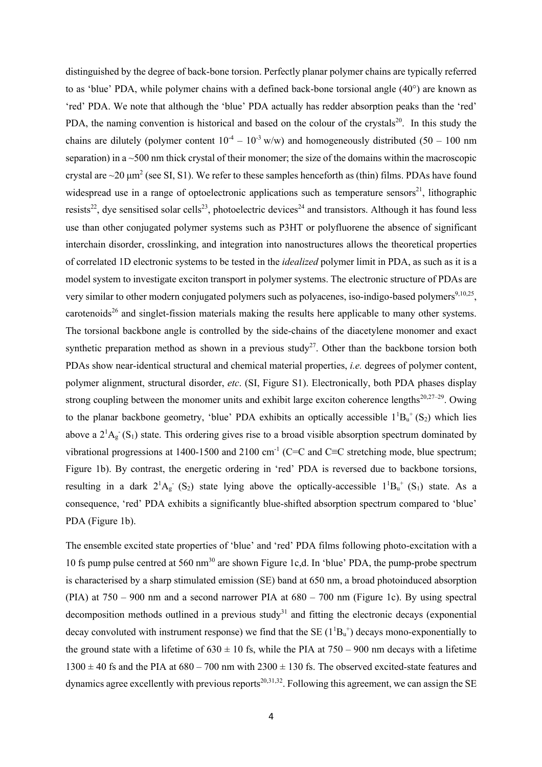distinguished by the degree of back-bone torsion. Perfectly planar polymer chains are typically referred to as 'blue' PDA, while polymer chains with a defined back-bone torsional angle (40°) are known as 'red' PDA. We note that although the 'blue' PDA actually has redder absorption peaks than the 'red' PDA, the naming convention is historical and based on the colour of the crystals[20]. In this study the chains are dilutely (polymer content $10^{-4}$ – $10^{-3}$ w/w) and homogeneously distributed (50 – 100 nm separation) in a ~500 nm thick crystal of their monomer; the size of the domains within the macroscopic crystal are ~20 μm$^2$ (see SI, S1). We refer to these samples henceforth as (thin) films. PDAs have found widespread use in a range of optoelectronic applications such as temperature sensors[21], lithographic resists[22], dye sensitised solar cells[23], photoelectric devices[24] and transistors. Although it has found less use than other conjugated polymer systems such as P3HT or polyfluorene the absence of significant interchain disorder, crosslinking, and integration into nanostructures allows the theoretical properties of correlated 1D electronic systems to be tested in the *idealized* polymer limit in PDA, as such as it is a model system to investigate exciton transport in polymer systems. The electronic structure of PDAs are very similar to other modern conjugated polymers such as polyacenes, iso-indigo-based polymers[9,10,25], carotenoids[26] and singlet-fission materials making the results here applicable to many other systems. The torsional backbone angle is controlled by the side-chains of the diacetylene monomer and exact synthetic preparation method as shown in a previous study[27]. Other than the backbone torsion both PDAs show near-identical structural and chemical material properties, *i.e.* degrees of polymer content, polymer alignment, structural disorder, *etc*. (SI, Figure S1). Electronically, both PDA phases display strong coupling between the monomer units and exhibit large exciton coherence lengths[20,27–29]. Owing to the planar backbone geometry, 'blue' PDA exhibits an optically accessible $1^1B_u^+$ ($S_2$) which lies above a $2^1A_g^-$ ($S_1$) state. This ordering gives rise to a broad visible absorption spectrum dominated by vibrational progressions at 1400-1500 and 2100 cm$^{-1}$ (C=C and C≡C stretching mode, blue spectrum; Figure 1b). By contrast, the energetic ordering in 'red' PDA is reversed due to backbone torsions, resulting in a dark $2^1A_g^-$ ($S_2$) state lying above the optically-accessible $1^1B_u^+$ ($S_1$) state. As a consequence, 'red' PDA exhibits a significantly blue-shifted absorption spectrum compared to 'blue' PDA (Figure 1b).

The ensemble excited state properties of 'blue' and 'red' PDA films following photo-excitation with a 10 fs pump pulse centred at 560 nm[30] are shown Figure 1c,d. In 'blue' PDA, the pump-probe spectrum is characterised by a sharp stimulated emission (SE) band at 650 nm, a broad photoinduced absorption (PIA) at 750 – 900 nm and a second narrower PIA at 680 – 700 nm (Figure 1c). By using spectral decomposition methods outlined in a previous study[31] and fitting the electronic decays (exponential decay convoluted with instrument response) we find that the SE ($1^1B_u^+$) decays mono-exponentially to the ground state with a lifetime of 630 ± 10 fs, while the PIA at 750 – 900 nm decays with a lifetime 1300 ± 40 fs and the PIA at 680 – 700 nm with 2300 ± 130 fs. The observed excited-state features and dynamics agree excellently with previous reports[20,31,32]. Following this agreement, we can assign the SE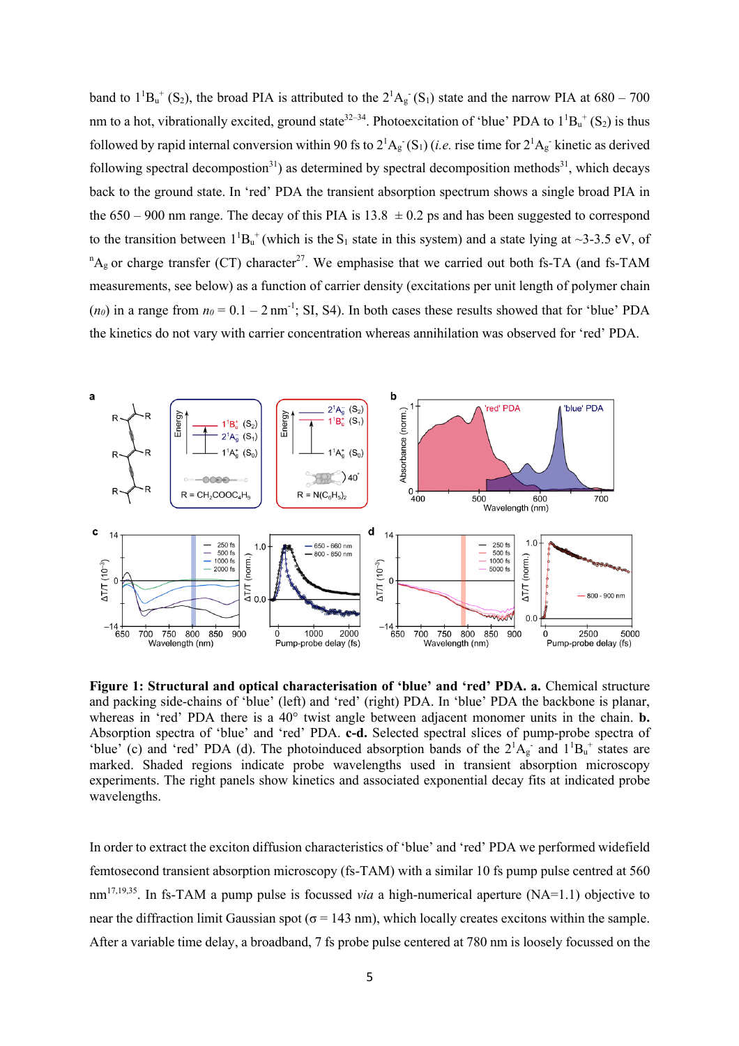band to $1^1B_u^+$ ($S_2$), the broad PIA is attributed to the $2^1A_g^-$ ($S_1$) state and the narrow PIA at 680 – 700 nm to a hot, vibrationally excited, ground state[32–34]. Photoexcitation of 'blue' PDA to $1^1B_u^+$ ($S_2$) is thus followed by rapid internal conversion within 90 fs to $2^1A_g^-$ ($S_1$) (*i.e.* rise time for $2^1A_g^-$ kinetic as derived following spectral decompostion[31]) as determined by spectral decomposition methods[31], which decays back to the ground state. In 'red' PDA the transient absorption spectrum shows a single broad PIA in the 650 – 900 nm range. The decay of this PIA is 13.8 ± 0.2 ps and has been suggested to correspond to the transition between $1^1B_u^+$ (which is the $S_1$ state in this system) and a state lying at ~3-3.5 eV, of $^nA_g$ or charge transfer (CT) character[27]. We emphasise that we carried out both fs-TA (and fs-TAM measurements, see below) as a function of carrier density (excitations per unit length of polymer chain ($n_0$) in a range from $n_0$ = 0.1 – 2 nm$^{-1}$; SI, S4). In both cases these results showed that for 'blue' PDA the kinetics do not vary with carrier concentration whereas annihilation was observed for 'red' PDA.

**Figure 1: Structural and optical characterisation of 'blue' and 'red' PDA. a.** Chemical structure and packing side-chains of 'blue' (left) and 'red' (right) PDA. In 'blue' PDA the backbone is planar, whereas in 'red' PDA there is a 40° twist angle between adjacent monomer units in the chain. **b.** Absorption spectra of 'blue' and 'red' PDA. **c-d.** Selected spectral slices of pump-probe spectra of 'blue' (c) and 'red' PDA (d). The photoinduced absorption bands of the $2^1A_g^-$ and $1^1B_u^+$ states are marked. Shaded regions indicate probe wavelengths used in transient absorption microscopy experiments. The right panels show kinetics and associated exponential decay fits at indicated probe wavelengths.

In order to extract the exciton diffusion characteristics of 'blue' and 'red' PDA we performed widefield femtosecond transient absorption microscopy (fs-TAM) with a similar 10 fs pump pulse centred at 560 nm[17,19,35]. In fs-TAM a pump pulse is focussed *via* a high-numerical aperture (NA=1.1) objective to near the diffraction limit Gaussian spot (σ = 143 nm), which locally creates excitons within the sample. After a variable time delay, a broadband, 7 fs probe pulse centered at 780 nm is loosely focussed on the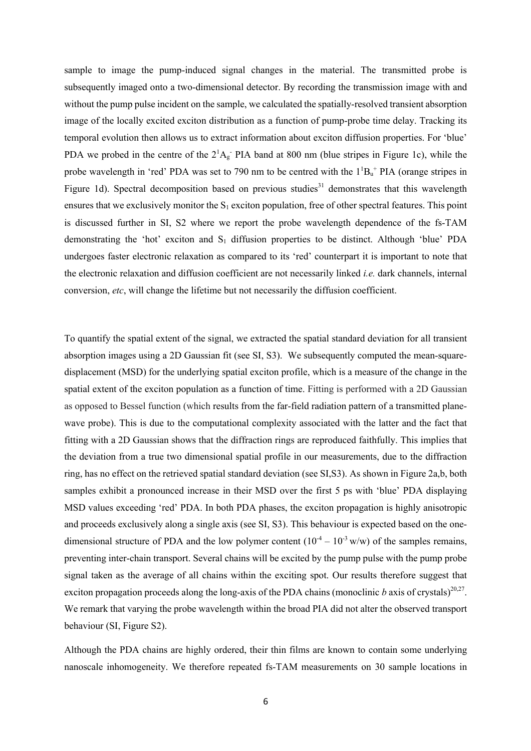sample to image the pump-induced signal changes in the material. The transmitted probe is subsequently imaged onto a two-dimensional detector. By recording the transmission image with and without the pump pulse incident on the sample, we calculated the spatially-resolved transient absorption image of the locally excited exciton distribution as a function of pump-probe time delay. Tracking its temporal evolution then allows us to extract information about exciton diffusion properties. For 'blue' PDA we probed in the centre of the $2^1A_g^-$ PIA band at 800 nm (blue stripes in Figure 1c), while the probe wavelength in 'red' PDA was set to 790 nm to be centred with the $1^1B_u^+$ PIA (orange stripes in Figure 1d). Spectral decomposition based on previous studies[31] demonstrates that this wavelength ensures that we exclusively monitor the $S_1$ exciton population, free of other spectral features. This point is discussed further in SI, S2 where we report the probe wavelength dependence of the fs-TAM demonstrating the 'hot' exciton and $S_1$ diffusion properties to be distinct. Although 'blue' PDA undergoes faster electronic relaxation as compared to its 'red' counterpart it is important to note that the electronic relaxation and diffusion coefficient are not necessarily linked *i.e.* dark channels, internal conversion, *etc*, will change the lifetime but not necessarily the diffusion coefficient.

To quantify the spatial extent of the signal, we extracted the spatial standard deviation for all transient absorption images using a 2D Gaussian fit (see SI, S3). We subsequently computed the mean-square-displacement (MSD) for the underlying spatial exciton profile, which is a measure of the change in the spatial extent of the exciton population as a function of time. Fitting is performed with a 2D Gaussian as opposed to Bessel function (which results from the far-field radiation pattern of a transmitted plane-wave probe). This is due to the computational complexity associated with the latter and the fact that fitting with a 2D Gaussian shows that the diffraction rings are reproduced faithfully. This implies that the deviation from a true two dimensional spatial profile in our measurements, due to the diffraction ring, has no effect on the retrieved spatial standard deviation (see SI,S3). As shown in Figure 2a,b, both samples exhibit a pronounced increase in their MSD over the first 5 ps with 'blue' PDA displaying MSD values exceeding 'red' PDA. In both PDA phases, the exciton propagation is highly anisotropic and proceeds exclusively along a single axis (see SI, S3). This behaviour is expected based on the one-dimensional structure of PDA and the low polymer content ($10^{-4}$ – $10^{-3}$ w/w) of the samples remains, preventing inter-chain transport. Several chains will be excited by the pump pulse with the pump probe signal taken as the average of all chains within the exciting spot. Our results therefore suggest that exciton propagation proceeds along the long-axis of the PDA chains (monoclinic *b* axis of crystals)[20,27]. We remark that varying the probe wavelength within the broad PIA did not alter the observed transport behaviour (SI, Figure S2).

Although the PDA chains are highly ordered, their thin films are known to contain some underlying nanoscale inhomogeneity. We therefore repeated fs-TAM measurements on 30 sample locations in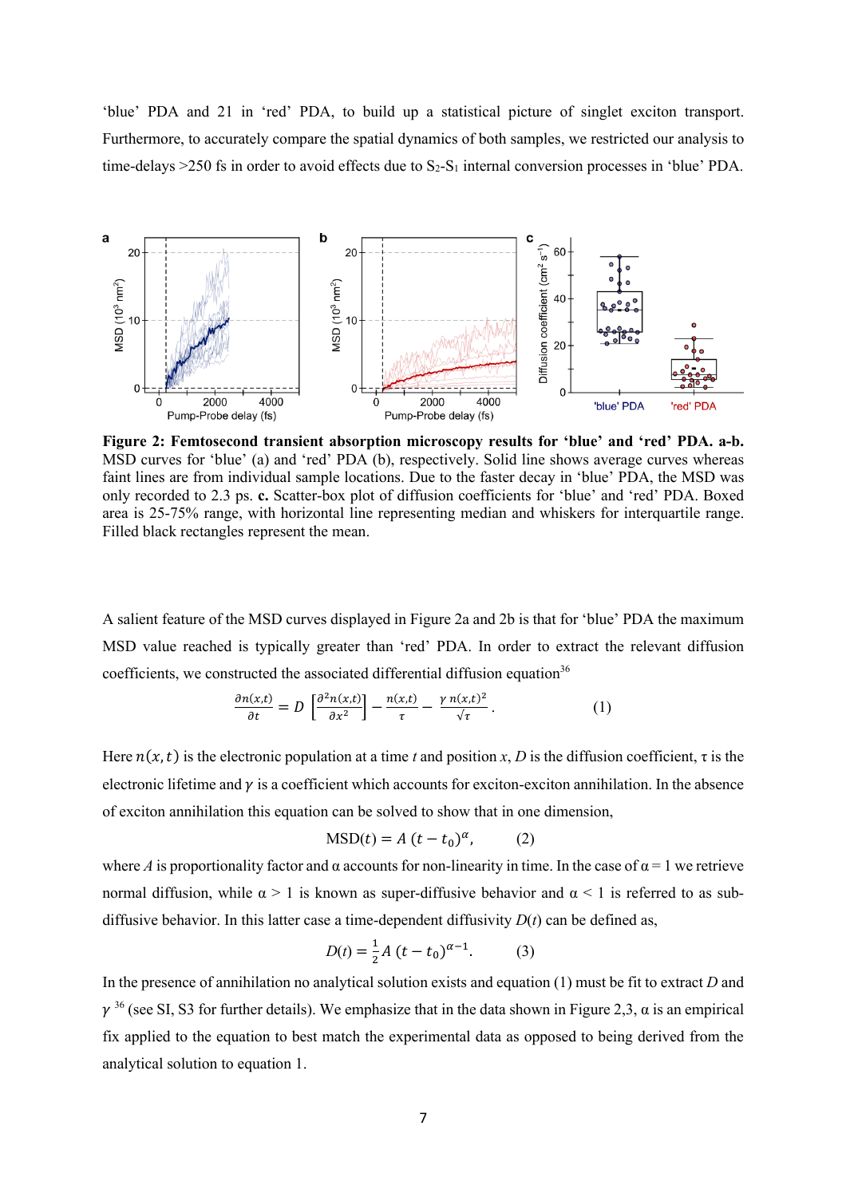'blue' PDA and 21 in 'red' PDA, to build up a statistical picture of singlet exciton transport. Furthermore, to accurately compare the spatial dynamics of both samples, we restricted our analysis to time-delays >250 fs in order to avoid effects due to $S_2$-$S_1$ internal conversion processes in 'blue' PDA.

**Figure 2: Femtosecond transient absorption microscopy results for 'blue' and 'red' PDA. a-b.** MSD curves for 'blue' (a) and 'red' PDA (b), respectively. Solid line shows average curves whereas faint lines are from individual sample locations. Due to the faster decay in 'blue' PDA, the MSD was only recorded to 2.3 ps. **c.** Scatter-box plot of diffusion coefficients for 'blue' and 'red' PDA. Boxed area is 25-75% range, with horizontal line representing median and whiskers for interquartile range. Filled black rectangles represent the mean.

A salient feature of the MSD curves displayed in Figure 2a and 2b is that for 'blue' PDA the maximum MSD value reached is typically greater than 'red' PDA. In order to extract the relevant diffusion coefficients, we constructed the associated differential diffusion equation[36]

$$\frac{\partial n(x,t)}{\partial t} = D\left[\frac{\partial^2 n(x,t)}{\partial x^2}\right] - \frac{n(x,t)}{\tau} - \frac{\gamma\, n(x,t)^2}{\sqrt{\tau}}. \qquad (1)$$

Here $n(x,t)$ is the electronic population at a time $t$ and position $x$, $D$ is the diffusion coefficient, $\tau$ is the electronic lifetime and $\gamma$ is a coefficient which accounts for exciton-exciton annihilation. In the absence of exciton annihilation this equation can be solved to show that in one dimension,

$$\mathrm{MSD}(t) = A\,(t - t_0)^{\alpha}, \qquad (2)$$

where $A$ is proportionality factor and $\alpha$ accounts for non-linearity in time. In the case of $\alpha = 1$ we retrieve normal diffusion, while $\alpha > 1$ is known as super-diffusive behavior and $\alpha < 1$ is referred to as sub-diffusive behavior. In this latter case a time-dependent diffusivity $D(t)$ can be defined as,

$$D(t) = \frac{1}{2}A\,(t - t_0)^{\alpha - 1}. \qquad (3)$$

In the presence of annihilation no analytical solution exists and equation (1) must be fit to extract $D$ and $\gamma$ [36] (see SI, S3 for further details). We emphasize that in the data shown in Figure 2,3, $\alpha$ is an empirical fix applied to the equation to best match the experimental data as opposed to being derived from the analytical solution to equation 1.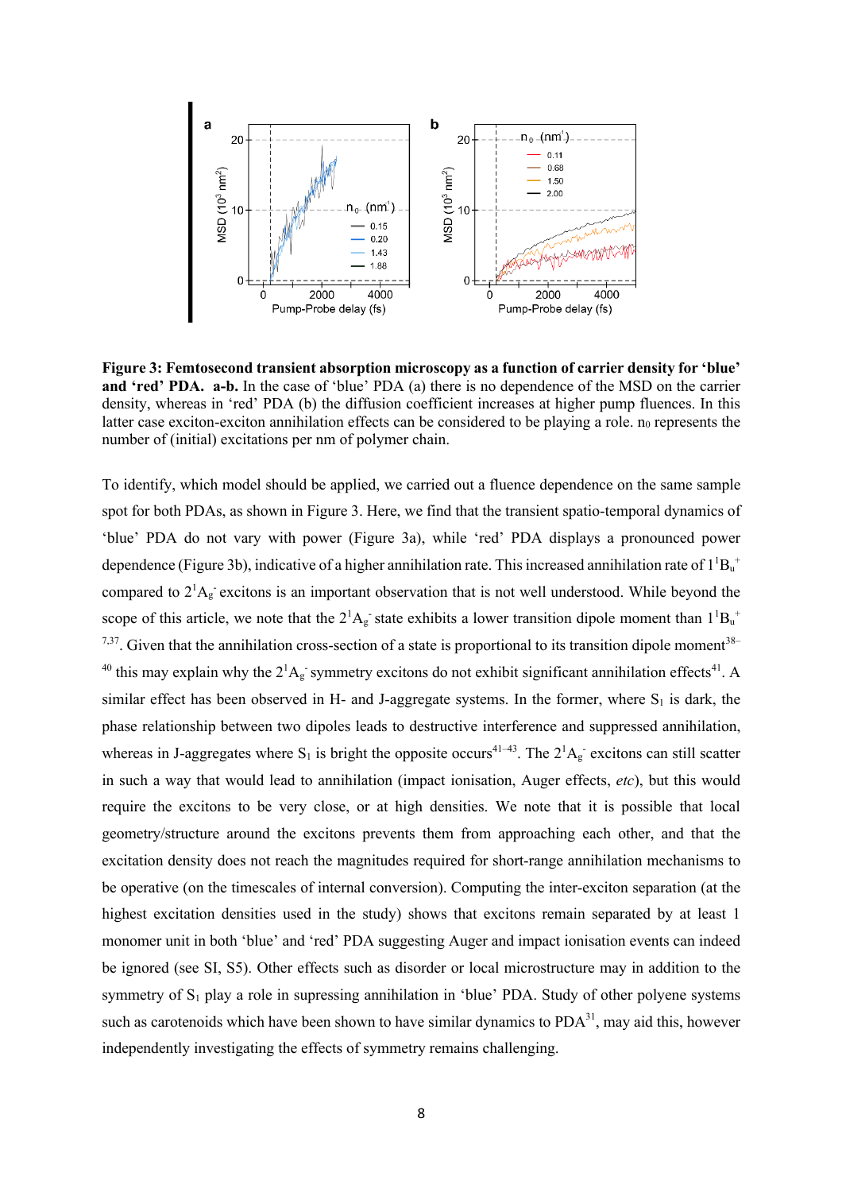**Figure 3: Femtosecond transient absorption microscopy as a function of carrier density for 'blue' and 'red' PDA. a-b.** In the case of 'blue' PDA (a) there is no dependence of the MSD on the carrier density, whereas in 'red' PDA (b) the diffusion coefficient increases at higher pump fluences. In this latter case exciton-exciton annihilation effects can be considered to be playing a role. $n_0$ represents the number of (initial) excitations per nm of polymer chain.

To identify, which model should be applied, we carried out a fluence dependence on the same sample spot for both PDAs, as shown in Figure 3. Here, we find that the transient spatio-temporal dynamics of 'blue' PDA do not vary with power (Figure 3a), while 'red' PDA displays a pronounced power dependence (Figure 3b), indicative of a higher annihilation rate. This increased annihilation rate of $1^1B_u^+$ compared to $2^1A_g^-$ excitons is an important observation that is not well understood. While beyond the scope of this article, we note that the $2^1A_g^-$ state exhibits a lower transition dipole moment than $1^1B_u^+$ [7,37]. Given that the annihilation cross-section of a state is proportional to its transition dipole moment[38–40] this may explain why the $2^1A_g^-$ symmetry excitons do not exhibit significant annihilation effects[41]. A similar effect has been observed in H- and J-aggregate systems. In the former, where $S_1$ is dark, the phase relationship between two dipoles leads to destructive interference and suppressed annihilation, whereas in J-aggregates where $S_1$ is bright the opposite occurs[41–43]. The $2^1A_g^-$ excitons can still scatter in such a way that would lead to annihilation (impact ionisation, Auger effects, *etc*), but this would require the excitons to be very close, or at high densities. We note that it is possible that local geometry/structure around the excitons prevents them from approaching each other, and that the excitation density does not reach the magnitudes required for short-range annihilation mechanisms to be operative (on the timescales of internal conversion). Computing the inter-exciton separation (at the highest excitation densities used in the study) shows that excitons remain separated by at least 1 monomer unit in both 'blue' and 'red' PDA suggesting Auger and impact ionisation events can indeed be ignored (see SI, S5). Other effects such as disorder or local microstructure may in addition to the symmetry of $S_1$ play a role in supressing annihilation in 'blue' PDA. Study of other polyene systems such as carotenoids which have been shown to have similar dynamics to PDA[31], may aid this, however independently investigating the effects of symmetry remains challenging.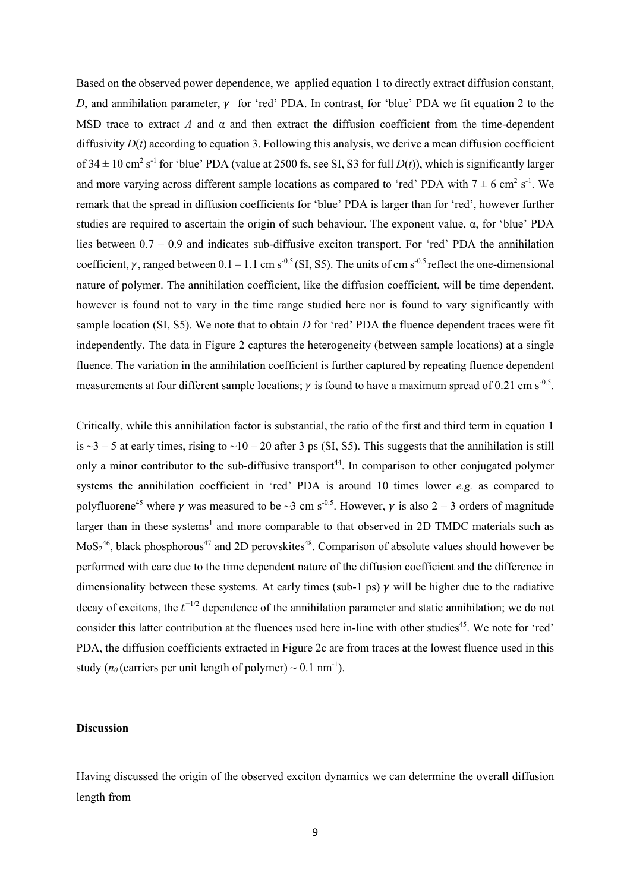Based on the observed power dependence, we applied equation 1 to directly extract diffusion constant, *D*, and annihilation parameter, $\gamma$ for 'red' PDA. In contrast, for 'blue' PDA we fit equation 2 to the MSD trace to extract *A* and α and then extract the diffusion coefficient from the time-dependent diffusivity *D*(*t*) according to equation 3. Following this analysis, we derive a mean diffusion coefficient of 34 ± 10 $cm^2 s^{-1}$ for 'blue' PDA (value at 2500 fs, see SI, S3 for full *D*(*t*)), which is significantly larger and more varying across different sample locations as compared to 'red' PDA with 7 ± 6 $cm^2 s^{-1}$. We remark that the spread in diffusion coefficients for 'blue' PDA is larger than for 'red', however further studies are required to ascertain the origin of such behaviour. The exponent value, α, for 'blue' PDA lies between 0.7 – 0.9 and indicates sub-diffusive exciton transport. For 'red' PDA the annihilation coefficient, $\gamma$, ranged between 0.1 – 1.1 cm $s^{-0.5}$ (SI, S5). The units of cm $s^{-0.5}$ reflect the one-dimensional nature of polymer. The annihilation coefficient, like the diffusion coefficient, will be time dependent, however is found not to vary in the time range studied here nor is found to vary significantly with sample location (SI, S5). We note that to obtain *D* for 'red' PDA the fluence dependent traces were fit independently. The data in Figure 2 captures the heterogeneity (between sample locations) at a single fluence. The variation in the annihilation coefficient is further captured by repeating fluence dependent measurements at four different sample locations; $\gamma$ is found to have a maximum spread of 0.21 cm $s^{-0.5}$.

Critically, while this annihilation factor is substantial, the ratio of the first and third term in equation 1 is ~3 – 5 at early times, rising to ~10 – 20 after 3 ps (SI, S5). This suggests that the annihilation is still only a minor contributor to the sub-diffusive transport[44]. In comparison to other conjugated polymer systems the annihilation coefficient in 'red' PDA is around 10 times lower *e.g.* as compared to polyfluorene[45] where $\gamma$ was measured to be ~3 cm $s^{-0.5}$. However, $\gamma$ is also 2 – 3 orders of magnitude larger than in these systems[1] and more comparable to that observed in 2D TMDC materials such as $MoS_2$[46], black phosphorous[47] and 2D perovskites[48]. Comparison of absolute values should however be performed with care due to the time dependent nature of the diffusion coefficient and the difference in dimensionality between these systems. At early times (sub-1 ps) $\gamma$ will be higher due to the radiative decay of excitons, the $t^{-1/2}$ dependence of the annihilation parameter and static annihilation; we do not consider this latter contribution at the fluences used here in-line with other studies[45]. We note for 'red' PDA, the diffusion coefficients extracted in Figure 2c are from traces at the lowest fluence used in this study ($n_0$ (carriers per unit length of polymer) ~ 0.1 $nm^{-1}$).

**Discussion**

Having discussed the origin of the observed exciton dynamics we can determine the overall diffusion length from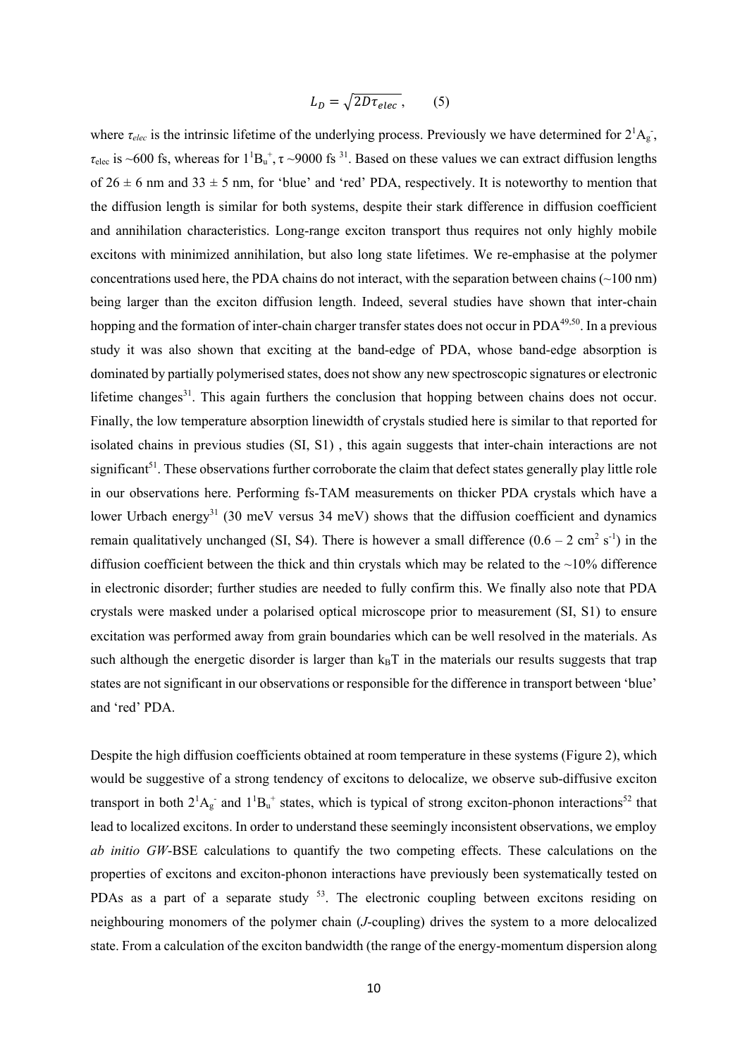$$L_D = \sqrt{2D\tau_{elec}}\,, \qquad (5)$$

where $\tau_{elec}$ is the intrinsic lifetime of the underlying process. Previously we have determined for $2^1A_g^-$, $\tau_{elec}$ is ~600 fs, whereas for $1^1B_u^+$, $\tau$ ~9000 fs [31]. Based on these values we can extract diffusion lengths of 26 ± 6 nm and 33 ± 5 nm, for 'blue' and 'red' PDA, respectively. It is noteworthy to mention that the diffusion length is similar for both systems, despite their stark difference in diffusion coefficient and annihilation characteristics. Long-range exciton transport thus requires not only highly mobile excitons with minimized annihilation, but also long state lifetimes. We re-emphasise at the polymer concentrations used here, the PDA chains do not interact, with the separation between chains (~100 nm) being larger than the exciton diffusion length. Indeed, several studies have shown that inter-chain hopping and the formation of inter-chain charger transfer states does not occur in PDA[49,50]. In a previous study it was also shown that exciting at the band-edge of PDA, whose band-edge absorption is dominated by partially polymerised states, does not show any new spectroscopic signatures or electronic lifetime changes[31]. This again furthers the conclusion that hopping between chains does not occur. Finally, the low temperature absorption linewidth of crystals studied here is similar to that reported for isolated chains in previous studies (SI, S1) , this again suggests that inter-chain interactions are not significant[51]. These observations further corroborate the claim that defect states generally play little role in our observations here. Performing fs-TAM measurements on thicker PDA crystals which have a lower Urbach energy[31] (30 meV versus 34 meV) shows that the diffusion coefficient and dynamics remain qualitatively unchanged (SI, S4). There is however a small difference (0.6 – 2 $cm^2$ $s^{-1}$) in the diffusion coefficient between the thick and thin crystals which may be related to the ~10% difference in electronic disorder; further studies are needed to fully confirm this. We finally also note that PDA crystals were masked under a polarised optical microscope prior to measurement (SI, S1) to ensure excitation was performed away from grain boundaries which can be well resolved in the materials. As such although the energetic disorder is larger than $k_BT$ in the materials our results suggests that trap states are not significant in our observations or responsible for the difference in transport between 'blue' and 'red' PDA.

Despite the high diffusion coefficients obtained at room temperature in these systems (Figure 2), which would be suggestive of a strong tendency of excitons to delocalize, we observe sub-diffusive exciton transport in both $2^1A_g^-$ and $1^1B_u^+$ states, which is typical of strong exciton-phonon interactions[52] that lead to localized excitons. In order to understand these seemingly inconsistent observations, we employ *ab initio GW*-BSE calculations to quantify the two competing effects. These calculations on the properties of excitons and exciton-phonon interactions have previously been systematically tested on PDAs as a part of a separate study [53]. The electronic coupling between excitons residing on neighbouring monomers of the polymer chain (*J*-coupling) drives the system to a more delocalized state. From a calculation of the exciton bandwidth (the range of the energy-momentum dispersion along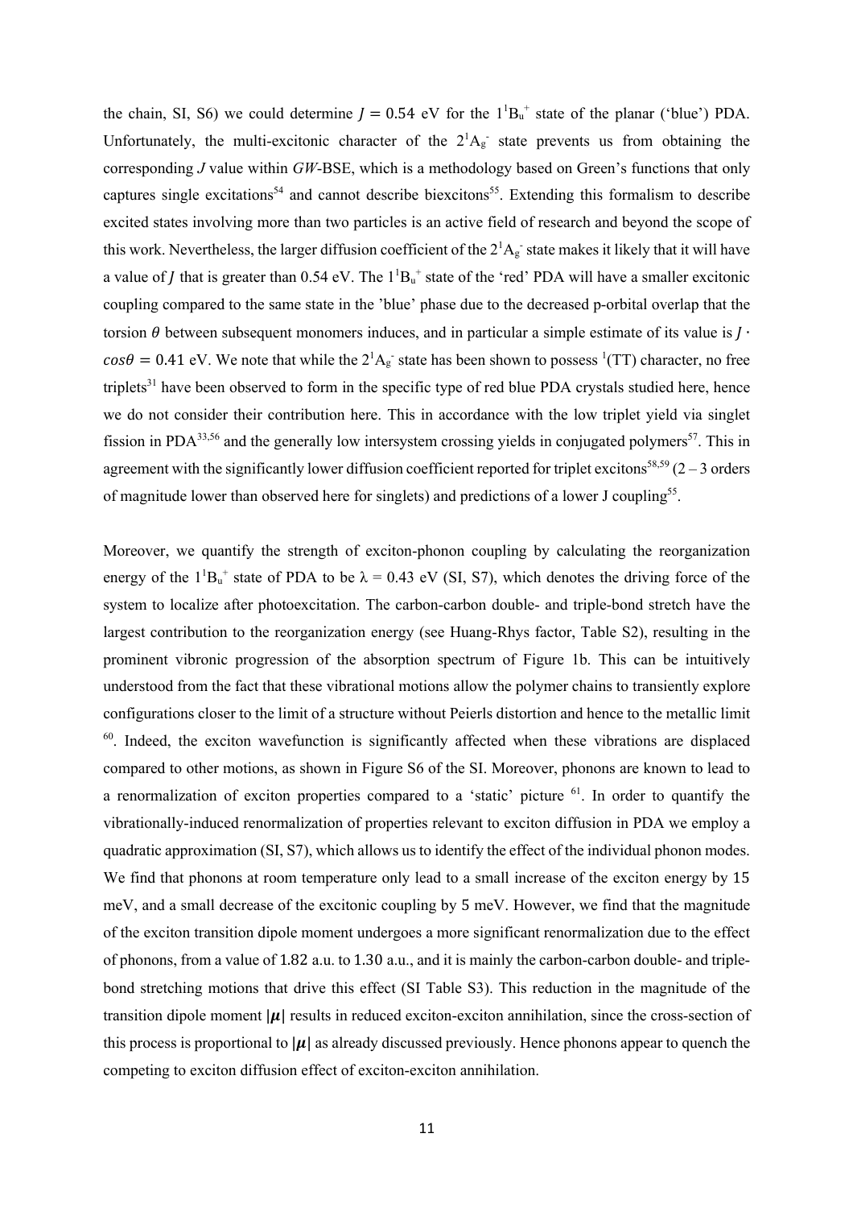the chain, SI, S6) we could determine $J = 0.54$ eV for the $1^1B_u^+$ state of the planar ('blue') PDA. Unfortunately, the multi-excitonic character of the $2^1A_g^-$ state prevents us from obtaining the corresponding $J$ value within *GW*-BSE, which is a methodology based on Green's functions that only captures single excitations[54] and cannot describe biexcitons[55]. Extending this formalism to describe excited states involving more than two particles is an active field of research and beyond the scope of this work. Nevertheless, the larger diffusion coefficient of the $2^1A_g^-$ state makes it likely that it will have a value of $J$ that is greater than 0.54 eV. The $1^1B_u^+$ state of the 'red' PDA will have a smaller excitonic coupling compared to the same state in the 'blue' phase due to the decreased p-orbital overlap that the torsion $\theta$ between subsequent monomers induces, and in particular a simple estimate of its value is $J \cdot cos\theta = 0.41$ eV. We note that while the $2^1A_g^-$ state has been shown to possess $^1$(TT) character, no free triplets[31] have been observed to form in the specific type of red blue PDA crystals studied here, hence we do not consider their contribution here. This in accordance with the low triplet yield via singlet fission in PDA[33,56] and the generally low intersystem crossing yields in conjugated polymers[57]. This in agreement with the significantly lower diffusion coefficient reported for triplet excitons[58,59] (2 – 3 orders of magnitude lower than observed here for singlets) and predictions of a lower J coupling[55].

Moreover, we quantify the strength of exciton-phonon coupling by calculating the reorganization energy of the $1^1B_u^+$ state of PDA to be $\lambda = 0.43$ eV (SI, S7), which denotes the driving force of the system to localize after photoexcitation. The carbon-carbon double- and triple-bond stretch have the largest contribution to the reorganization energy (see Huang-Rhys factor, Table S2), resulting in the prominent vibronic progression of the absorption spectrum of Figure 1b. This can be intuitively understood from the fact that these vibrational motions allow the polymer chains to transiently explore configurations closer to the limit of a structure without Peierls distortion and hence to the metallic limit [60]. Indeed, the exciton wavefunction is significantly affected when these vibrations are displaced compared to other motions, as shown in Figure S6 of the SI. Moreover, phonons are known to lead to a renormalization of exciton properties compared to a 'static' picture [61]. In order to quantify the vibrationally-induced renormalization of properties relevant to exciton diffusion in PDA we employ a quadratic approximation (SI, S7), which allows us to identify the effect of the individual phonon modes. We find that phonons at room temperature only lead to a small increase of the exciton energy by 15 meV, and a small decrease of the excitonic coupling by 5 meV. However, we find that the magnitude of the exciton transition dipole moment undergoes a more significant renormalization due to the effect of phonons, from a value of 1.82 a.u. to 1.30 a.u., and it is mainly the carbon-carbon double- and triple-bond stretching motions that drive this effect (SI Table S3). This reduction in the magnitude of the transition dipole moment $|\boldsymbol{\mu}|$ results in reduced exciton-exciton annihilation, since the cross-section of this process is proportional to $|\boldsymbol{\mu}|$ as already discussed previously. Hence phonons appear to quench the competing to exciton diffusion effect of exciton-exciton annihilation.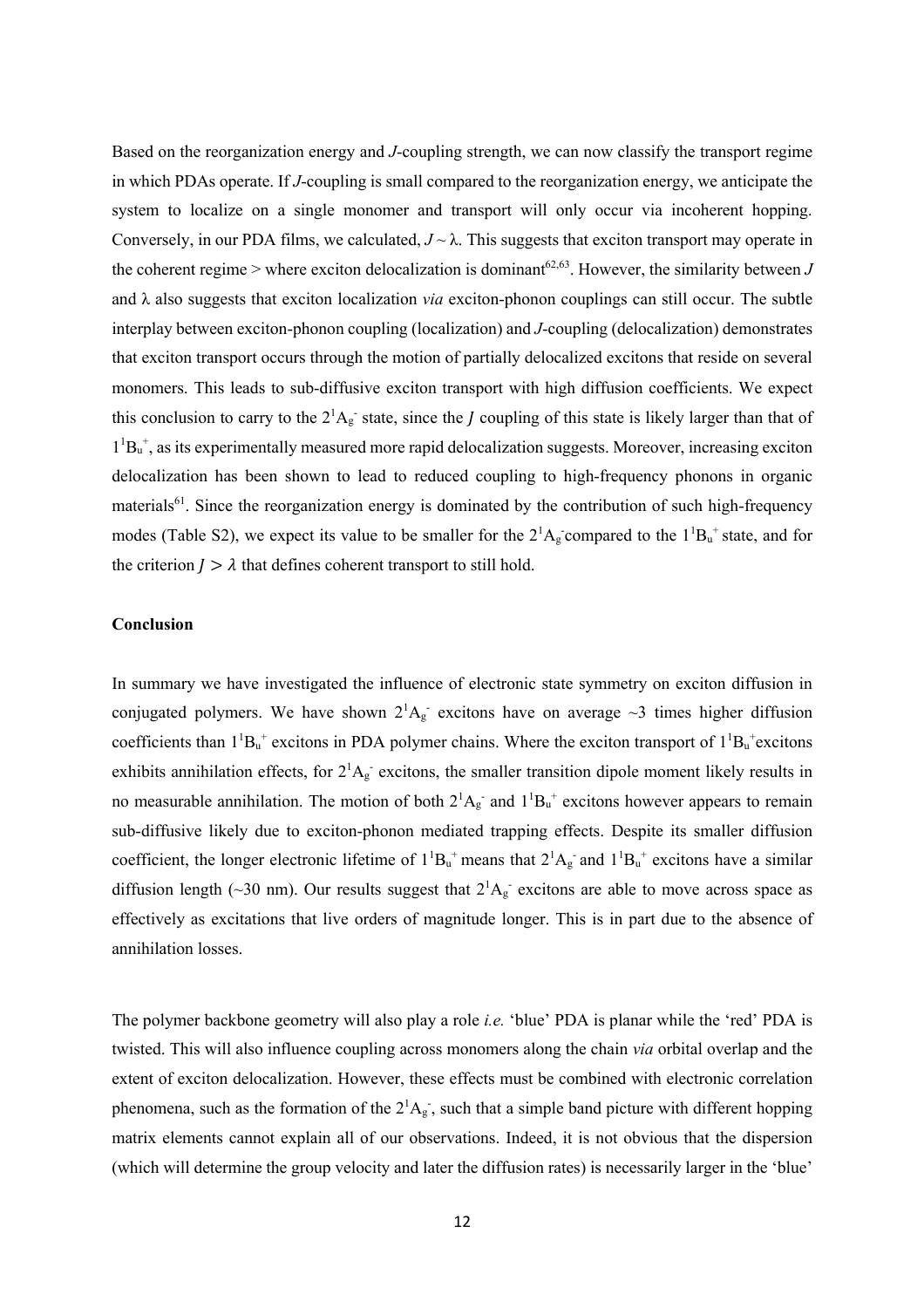Based on the reorganization energy and *J*-coupling strength, we can now classify the transport regime in which PDAs operate. If *J*-coupling is small compared to the reorganization energy, we anticipate the system to localize on a single monomer and transport will only occur via incoherent hopping. Conversely, in our PDA films, we calculated, $J \sim \lambda$. This suggests that exciton transport may operate in the coherent regime > where exciton delocalization is dominant[62,63]. However, the similarity between $J$ and $\lambda$ also suggests that exciton localization *via* exciton-phonon couplings can still occur. The subtle interplay between exciton-phonon coupling (localization) and *J*-coupling (delocalization) demonstrates that exciton transport occurs through the motion of partially delocalized excitons that reside on several monomers. This leads to sub-diffusive exciton transport with high diffusion coefficients. We expect this conclusion to carry to the $2^1A_g^-$ state, since the $J$ coupling of this state is likely larger than that of $1^1B_u^+$, as its experimentally measured more rapid delocalization suggests. Moreover, increasing exciton delocalization has been shown to lead to reduced coupling to high-frequency phonons in organic materials[61]. Since the reorganization energy is dominated by the contribution of such high-frequency modes (Table S2), we expect its value to be smaller for the $2^1A_g^-$compared to the $1^1B_u^+$ state, and for the criterion $J > \lambda$ that defines coherent transport to still hold.

## Conclusion

In summary we have investigated the influence of electronic state symmetry on exciton diffusion in conjugated polymers. We have shown $2^1A_g^-$ excitons have on average ~3 times higher diffusion coefficients than $1^1B_u^+$ excitons in PDA polymer chains. Where the exciton transport of $1^1B_u^+$excitons exhibits annihilation effects, for $2^1A_g^-$ excitons, the smaller transition dipole moment likely results in no measurable annihilation. The motion of both $2^1A_g^-$ and $1^1B_u^+$ excitons however appears to remain sub-diffusive likely due to exciton-phonon mediated trapping effects. Despite its smaller diffusion coefficient, the longer electronic lifetime of $1^1B_u^+$ means that $2^1A_g^-$ and $1^1B_u^+$ excitons have a similar diffusion length (~30 nm). Our results suggest that $2^1A_g^-$ excitons are able to move across space as effectively as excitations that live orders of magnitude longer. This is in part due to the absence of annihilation losses.

The polymer backbone geometry will also play a role *i.e.* 'blue' PDA is planar while the 'red' PDA is twisted. This will also influence coupling across monomers along the chain *via* orbital overlap and the extent of exciton delocalization. However, these effects must be combined with electronic correlation phenomena, such as the formation of the $2^1A_g^-$, such that a simple band picture with different hopping matrix elements cannot explain all of our observations. Indeed, it is not obvious that the dispersion (which will determine the group velocity and later the diffusion rates) is necessarily larger in the 'blue'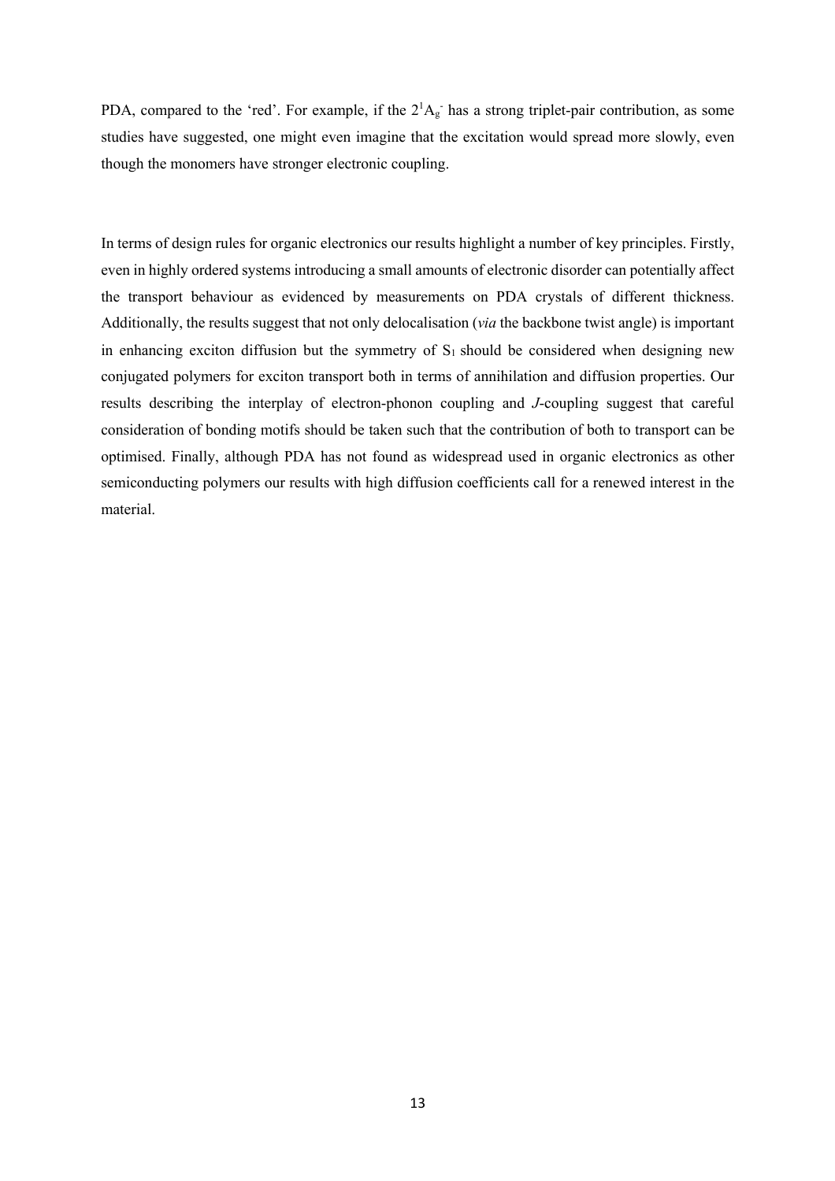PDA, compared to the 'red'. For example, if the $2^1A_g^-$ has a strong triplet-pair contribution, as some studies have suggested, one might even imagine that the excitation would spread more slowly, even though the monomers have stronger electronic coupling.

In terms of design rules for organic electronics our results highlight a number of key principles. Firstly, even in highly ordered systems introducing a small amounts of electronic disorder can potentially affect the transport behaviour as evidenced by measurements on PDA crystals of different thickness. Additionally, the results suggest that not only delocalisation (*via* the backbone twist angle) is important in enhancing exciton diffusion but the symmetry of $S_1$ should be considered when designing new conjugated polymers for exciton transport both in terms of annihilation and diffusion properties. Our results describing the interplay of electron-phonon coupling and *J*-coupling suggest that careful consideration of bonding motifs should be taken such that the contribution of both to transport can be optimised. Finally, although PDA has not found as widespread used in organic electronics as other semiconducting polymers our results with high diffusion coefficients call for a renewed interest in the material.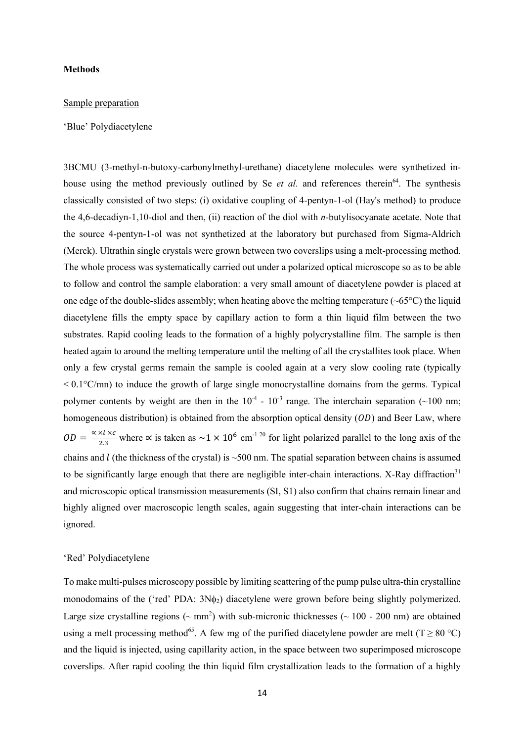**Methods**

Sample preparation

'Blue' Polydiacetylene

3BCMU (3-methyl-n-butoxy-carbonylmethyl-urethane) diacetylene molecules were synthetized in-house using the method previously outlined by Se *et al.* and references therein[64]. The synthesis classically consisted of two steps: (i) oxidative coupling of 4-pentyn-1-ol (Hay's method) to produce the 4,6-decadiyn-1,10-diol and then, (ii) reaction of the diol with *n*-butylisocyanate acetate. Note that the source 4-pentyn-1-ol was not synthetized at the laboratory but purchased from Sigma-Aldrich (Merck). Ultrathin single crystals were grown between two coverslips using a melt-processing method. The whole process was systematically carried out under a polarized optical microscope so as to be able to follow and control the sample elaboration: a very small amount of diacetylene powder is placed at one edge of the double-slides assembly; when heating above the melting temperature (~65°C) the liquid diacetylene fills the empty space by capillary action to form a thin liquid film between the two substrates. Rapid cooling leads to the formation of a highly polycrystalline film. The sample is then heated again to around the melting temperature until the melting of all the crystallites took place. When only a few crystal germs remain the sample is cooled again at a very slow cooling rate (typically < 0.1°C/mn) to induce the growth of large single monocrystalline domains from the germs. Typical polymer contents by weight are then in the $10^{-4}$ - $10^{-3}$ range. The interchain separation (~100 nm; homogeneous distribution) is obtained from the absorption optical density ($OD$) and Beer Law, where $OD = \frac{\propto \times l \times c}{2.3}$ where $\propto$ is taken as $\sim 1 \times 10^{6}$ $cm^{-1}$ [20] for light polarized parallel to the long axis of the chains and $l$ (the thickness of the crystal) is ~500 nm. The spatial separation between chains is assumed to be significantly large enough that there are negligible inter-chain interactions. X-Ray diffraction[31] and microscopic optical transmission measurements (SI, S1) also confirm that chains remain linear and highly aligned over macroscopic length scales, again suggesting that inter-chain interactions can be ignored.

'Red' Polydiacetylene

To make multi-pulses microscopy possible by limiting scattering of the pump pulse ultra-thin crystalline monodomains of the ('red' PDA: $3N\phi_2$) diacetylene were grown before being slightly polymerized. Large size crystalline regions (~ $mm^2$) with sub-micronic thicknesses (~ 100 - 200 nm) are obtained using a melt processing method[65]. A few mg of the purified diacetylene powder are melt (T ≥ 80 °C) and the liquid is injected, using capillarity action, in the space between two superimposed microscope coverslips. After rapid cooling the thin liquid film crystallization leads to the formation of a highly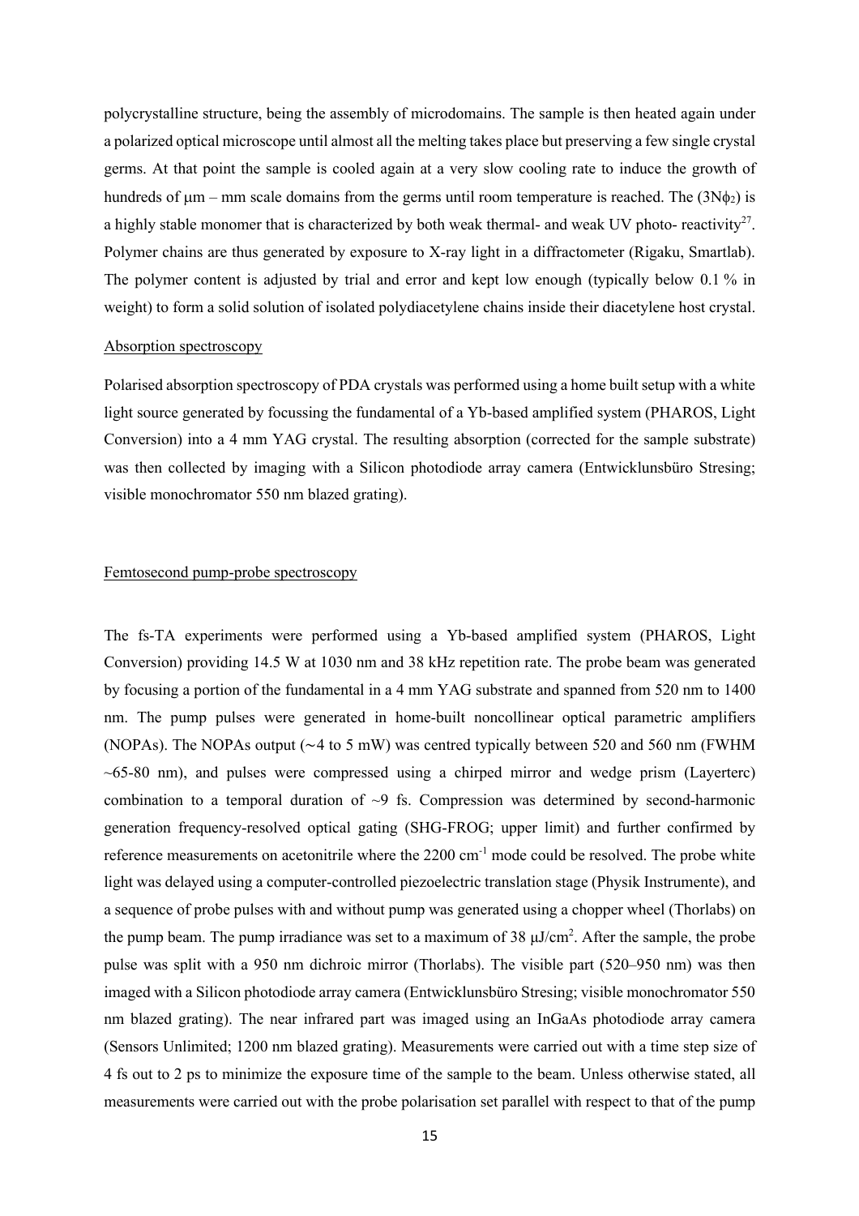polycrystalline structure, being the assembly of microdomains. The sample is then heated again under a polarized optical microscope until almost all the melting takes place but preserving a few single crystal germs. At that point the sample is cooled again at a very slow cooling rate to induce the growth of hundreds of μm – mm scale domains from the germs until room temperature is reached. The ($3N\phi_2$) is a highly stable monomer that is characterized by both weak thermal- and weak UV photo- reactivity[27]. Polymer chains are thus generated by exposure to X-ray light in a diffractometer (Rigaku, Smartlab). The polymer content is adjusted by trial and error and kept low enough (typically below 0.1 % in weight) to form a solid solution of isolated polydiacetylene chains inside their diacetylene host crystal.

Absorption spectroscopy

Polarised absorption spectroscopy of PDA crystals was performed using a home built setup with a white light source generated by focussing the fundamental of a Yb-based amplified system (PHAROS, Light Conversion) into a 4 mm YAG crystal. The resulting absorption (corrected for the sample substrate) was then collected by imaging with a Silicon photodiode array camera (Entwicklunsbüro Stresing; visible monochromator 550 nm blazed grating).

Femtosecond pump-probe spectroscopy

The fs-TA experiments were performed using a Yb-based amplified system (PHAROS, Light Conversion) providing 14.5 W at 1030 nm and 38 kHz repetition rate. The probe beam was generated by focusing a portion of the fundamental in a 4 mm YAG substrate and spanned from 520 nm to 1400 nm. The pump pulses were generated in home-built noncollinear optical parametric amplifiers (NOPAs). The NOPAs output (∼4 to 5 mW) was centred typically between 520 and 560 nm (FWHM ~65-80 nm), and pulses were compressed using a chirped mirror and wedge prism (Layerterc) combination to a temporal duration of ~9 fs. Compression was determined by second-harmonic generation frequency-resolved optical gating (SHG-FROG; upper limit) and further confirmed by reference measurements on acetonitrile where the 2200 $cm^{-1}$ mode could be resolved. The probe white light was delayed using a computer-controlled piezoelectric translation stage (Physik Instrumente), and a sequence of probe pulses with and without pump was generated using a chopper wheel (Thorlabs) on the pump beam. The pump irradiance was set to a maximum of 38 $\mu J/cm^2$. After the sample, the probe pulse was split with a 950 nm dichroic mirror (Thorlabs). The visible part (520–950 nm) was then imaged with a Silicon photodiode array camera (Entwicklunsbüro Stresing; visible monochromator 550 nm blazed grating). The near infrared part was imaged using an InGaAs photodiode array camera (Sensors Unlimited; 1200 nm blazed grating). Measurements were carried out with a time step size of 4 fs out to 2 ps to minimize the exposure time of the sample to the beam. Unless otherwise stated, all measurements were carried out with the probe polarisation set parallel with respect to that of the pump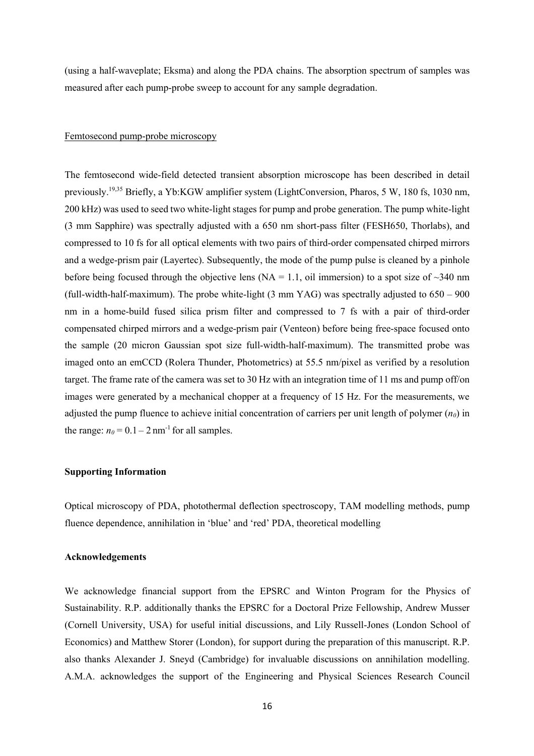(using a half-waveplate; Eksma) and along the PDA chains. The absorption spectrum of samples was measured after each pump-probe sweep to account for any sample degradation.

Femtosecond pump-probe microscopy

The femtosecond wide-field detected transient absorption microscope has been described in detail previously.[19,35] Briefly, a Yb:KGW amplifier system (LightConversion, Pharos, 5 W, 180 fs, 1030 nm, 200 kHz) was used to seed two white-light stages for pump and probe generation. The pump white-light (3 mm Sapphire) was spectrally adjusted with a 650 nm short-pass filter (FESH650, Thorlabs), and compressed to 10 fs for all optical elements with two pairs of third-order compensated chirped mirrors and a wedge-prism pair (Layertec). Subsequently, the mode of the pump pulse is cleaned by a pinhole before being focused through the objective lens (NA = 1.1, oil immersion) to a spot size of ~340 nm (full-width-half-maximum). The probe white-light (3 mm YAG) was spectrally adjusted to 650 – 900 nm in a home-build fused silica prism filter and compressed to 7 fs with a pair of third-order compensated chirped mirrors and a wedge-prism pair (Venteon) before being free-space focused onto the sample (20 micron Gaussian spot size full-width-half-maximum). The transmitted probe was imaged onto an emCCD (Rolera Thunder, Photometrics) at 55.5 nm/pixel as verified by a resolution target. The frame rate of the camera was set to 30 Hz with an integration time of 11 ms and pump off/on images were generated by a mechanical chopper at a frequency of 15 Hz. For the measurements, we adjusted the pump fluence to achieve initial concentration of carriers per unit length of polymer ($n_0$) in the range: $n_0 = 0.1 – 2\ \text{nm}^{-1}$ for all samples.

**Supporting Information**

Optical microscopy of PDA, photothermal deflection spectroscopy, TAM modelling methods, pump fluence dependence, annihilation in 'blue' and 'red' PDA, theoretical modelling

**Acknowledgements**

We acknowledge financial support from the EPSRC and Winton Program for the Physics of Sustainability. R.P. additionally thanks the EPSRC for a Doctoral Prize Fellowship, Andrew Musser (Cornell University, USA) for useful initial discussions, and Lily Russell-Jones (London School of Economics) and Matthew Storer (London), for support during the preparation of this manuscript. R.P. also thanks Alexander J. Sneyd (Cambridge) for invaluable discussions on annihilation modelling. A.M.A. acknowledges the support of the Engineering and Physical Sciences Research Council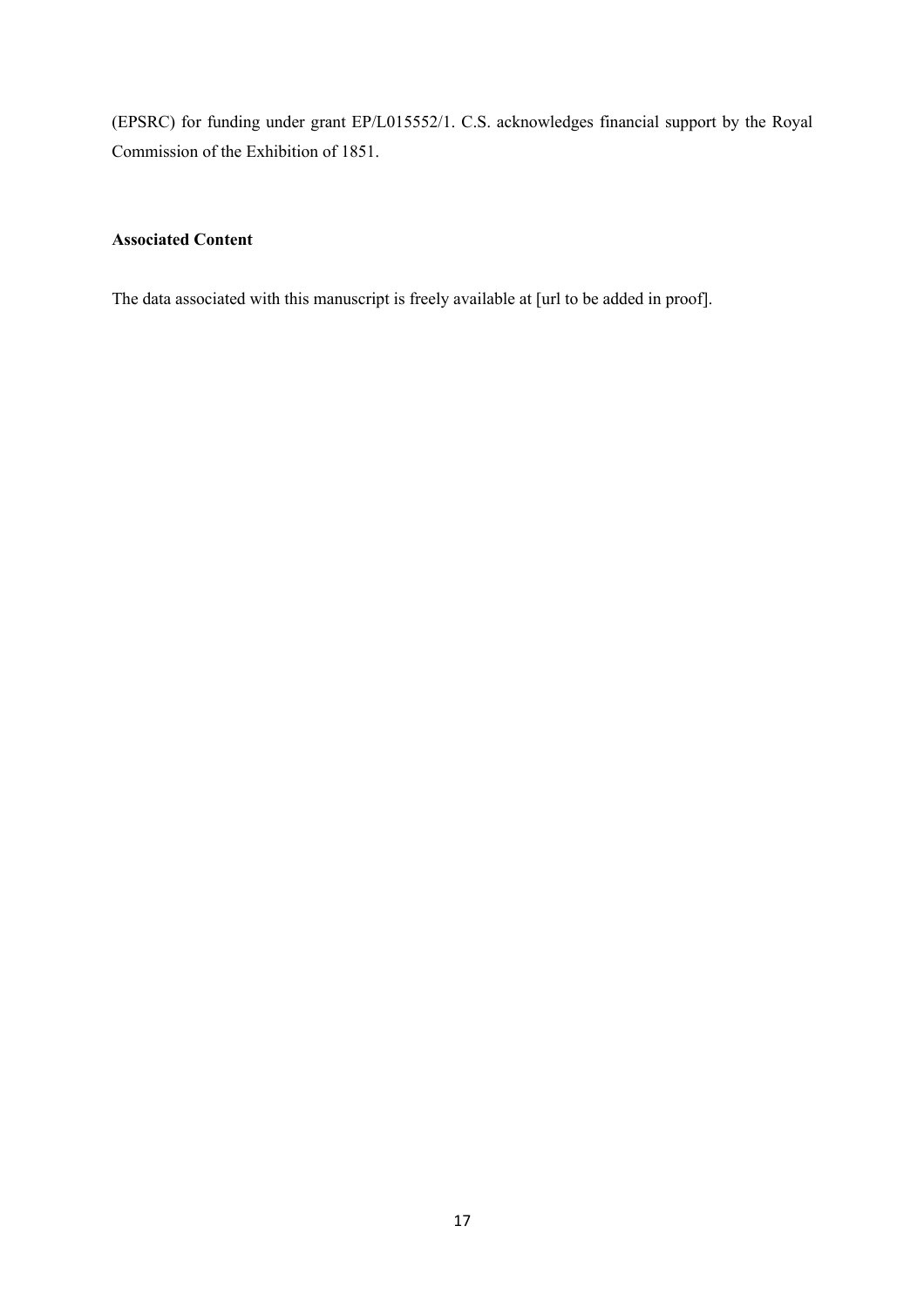(EPSRC) for funding under grant EP/L015552/1. C.S. acknowledges financial support by the Royal Commission of the Exhibition of 1851.

**Associated Content**

The data associated with this manuscript is freely available at [url to be added in proof].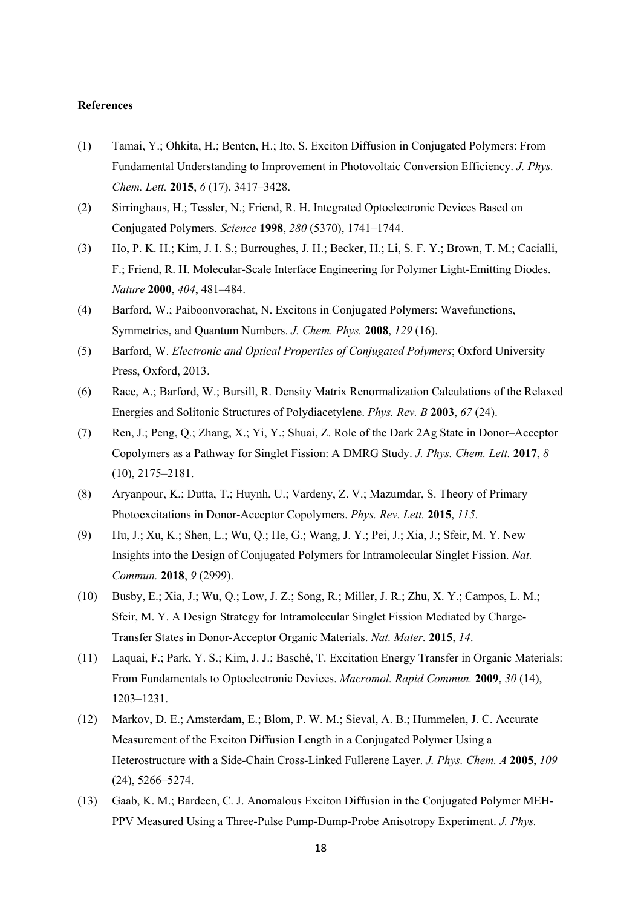**References**

(1) Tamai, Y.; Ohkita, H.; Benten, H.; Ito, S. Exciton Diffusion in Conjugated Polymers: From Fundamental Understanding to Improvement in Photovoltaic Conversion Efficiency. *J. Phys. Chem. Lett.* **2015**, *6* (17), 3417–3428.

(2) Sirringhaus, H.; Tessler, N.; Friend, R. H. Integrated Optoelectronic Devices Based on Conjugated Polymers. *Science* **1998**, *280* (5370), 1741–1744.

(3) Ho, P. K. H.; Kim, J. I. S.; Burroughes, J. H.; Becker, H.; Li, S. F. Y.; Brown, T. M.; Cacialli, F.; Friend, R. H. Molecular-Scale Interface Engineering for Polymer Light-Emitting Diodes. *Nature* **2000**, *404*, 481–484.

(4) Barford, W.; Paiboonvorachat, N. Excitons in Conjugated Polymers: Wavefunctions, Symmetries, and Quantum Numbers. *J. Chem. Phys.* **2008**, *129* (16).

(5) Barford, W. *Electronic and Optical Properties of Conjugated Polymers*; Oxford University Press, Oxford, 2013.

(6) Race, A.; Barford, W.; Bursill, R. Density Matrix Renormalization Calculations of the Relaxed Energies and Solitonic Structures of Polydiacetylene. *Phys. Rev. B* **2003**, *67* (24).

(7) Ren, J.; Peng, Q.; Zhang, X.; Yi, Y.; Shuai, Z. Role of the Dark 2Ag State in Donor–Acceptor Copolymers as a Pathway for Singlet Fission: A DMRG Study. *J. Phys. Chem. Lett.* **2017**, *8* (10), 2175–2181.

(8) Aryanpour, K.; Dutta, T.; Huynh, U.; Vardeny, Z. V.; Mazumdar, S. Theory of Primary Photoexcitations in Donor-Acceptor Copolymers. *Phys. Rev. Lett.* **2015**, *115*.

(9) Hu, J.; Xu, K.; Shen, L.; Wu, Q.; He, G.; Wang, J. Y.; Pei, J.; Xia, J.; Sfeir, M. Y. New Insights into the Design of Conjugated Polymers for Intramolecular Singlet Fission. *Nat. Commun.* **2018**, *9* (2999).

(10) Busby, E.; Xia, J.; Wu, Q.; Low, J. Z.; Song, R.; Miller, J. R.; Zhu, X. Y.; Campos, L. M.; Sfeir, M. Y. A Design Strategy for Intramolecular Singlet Fission Mediated by Charge-Transfer States in Donor-Acceptor Organic Materials. *Nat. Mater.* **2015**, *14*.

(11) Laquai, F.; Park, Y. S.; Kim, J. J.; Basché, T. Excitation Energy Transfer in Organic Materials: From Fundamentals to Optoelectronic Devices. *Macromol. Rapid Commun.* **2009**, *30* (14), 1203–1231.

(12) Markov, D. E.; Amsterdam, E.; Blom, P. W. M.; Sieval, A. B.; Hummelen, J. C. Accurate Measurement of the Exciton Diffusion Length in a Conjugated Polymer Using a Heterostructure with a Side-Chain Cross-Linked Fullerene Layer. *J. Phys. Chem. A* **2005**, *109* (24), 5266–5274.

(13) Gaab, K. M.; Bardeen, C. J. Anomalous Exciton Diffusion in the Conjugated Polymer MEH-PPV Measured Using a Three-Pulse Pump-Dump-Probe Anisotropy Experiment. *J. Phys.*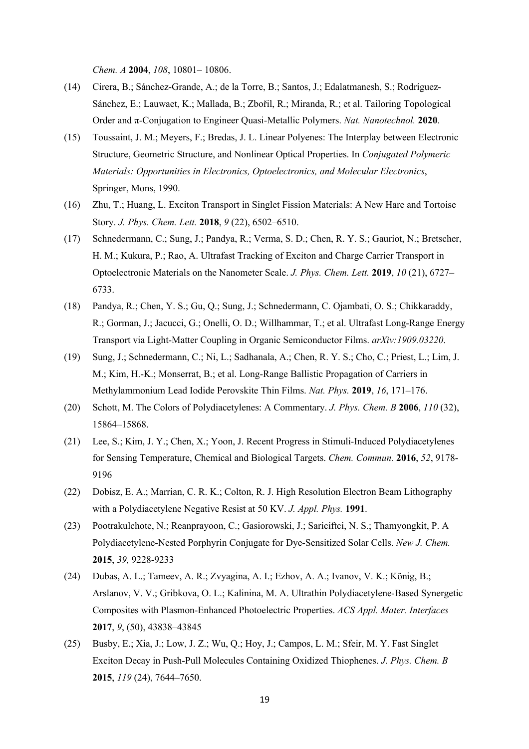*Chem. A* **2004**, *108*, 10801– 10806.

(14) Cirera, B.; Sánchez-Grande, A.; de la Torre, B.; Santos, J.; Edalatmanesh, S.; Rodríguez-Sánchez, E.; Lauwaet, K.; Mallada, B.; Zbořil, R.; Miranda, R.; et al. Tailoring Topological Order and π-Conjugation to Engineer Quasi-Metallic Polymers. *Nat. Nanotechnol.* **2020**.

(15) Toussaint, J. M.; Meyers, F.; Bredas, J. L. Linear Polyenes: The Interplay between Electronic Structure, Geometric Structure, and Nonlinear Optical Properties. In *Conjugated Polymeric Materials: Opportunities in Electronics, Optoelectronics, and Molecular Electronics*, Springer, Mons, 1990.

(16) Zhu, T.; Huang, L. Exciton Transport in Singlet Fission Materials: A New Hare and Tortoise Story. *J. Phys. Chem. Lett.* **2018**, *9* (22), 6502–6510.

(17) Schnedermann, C.; Sung, J.; Pandya, R.; Verma, S. D.; Chen, R. Y. S.; Gauriot, N.; Bretscher, H. M.; Kukura, P.; Rao, A. Ultrafast Tracking of Exciton and Charge Carrier Transport in Optoelectronic Materials on the Nanometer Scale. *J. Phys. Chem. Lett.* **2019**, *10* (21), 6727–6733.

(18) Pandya, R.; Chen, Y. S.; Gu, Q.; Sung, J.; Schnedermann, C. Ojambati, O. S.; Chikkaraddy, R.; Gorman, J.; Jacucci, G.; Onelli, O. D.; Willhammar, T.; et al. Ultrafast Long-Range Energy Transport via Light-Matter Coupling in Organic Semiconductor Films. *arXiv:1909.03220*.

(19) Sung, J.; Schnedermann, C.; Ni, L.; Sadhanala, A.; Chen, R. Y. S.; Cho, C.; Priest, L.; Lim, J. M.; Kim, H.-K.; Monserrat, B.; et al. Long-Range Ballistic Propagation of Carriers in Methylammonium Lead Iodide Perovskite Thin Films. *Nat. Phys.* **2019**, *16*, 171–176.

(20) Schott, M. The Colors of Polydiacetylenes: A Commentary. *J. Phys. Chem. B* **2006**, *110* (32), 15864–15868.

(21) Lee, S.; Kim, J. Y.; Chen, X.; Yoon, J. Recent Progress in Stimuli-Induced Polydiacetylenes for Sensing Temperature, Chemical and Biological Targets. *Chem. Commun.* **2016**, *52*, 9178-9196

(22) Dobisz, E. A.; Marrian, C. R. K.; Colton, R. J. High Resolution Electron Beam Lithography with a Polydiacetylene Negative Resist at 50 KV. *J. Appl. Phys.* **1991**.

(23) Pootrakulchote, N.; Reanprayoon, C.; Gasiorowski, J.; Sariciftci, N. S.; Thamyongkit, P. A Polydiacetylene-Nested Porphyrin Conjugate for Dye-Sensitized Solar Cells. *New J. Chem.* **2015**, *39,* 9228-9233

(24) Dubas, A. L.; Tameev, A. R.; Zvyagina, A. I.; Ezhov, A. A.; Ivanov, V. K.; König, B.; Arslanov, V. V.; Gribkova, O. L.; Kalinina, M. A. Ultrathin Polydiacetylene-Based Synergetic Composites with Plasmon-Enhanced Photoelectric Properties. *ACS Appl. Mater. Interfaces* **2017**, *9*, (50), 43838–43845

(25) Busby, E.; Xia, J.; Low, J. Z.; Wu, Q.; Hoy, J.; Campos, L. M.; Sfeir, M. Y. Fast Singlet Exciton Decay in Push-Pull Molecules Containing Oxidized Thiophenes. *J. Phys. Chem. B* **2015**, *119* (24), 7644–7650.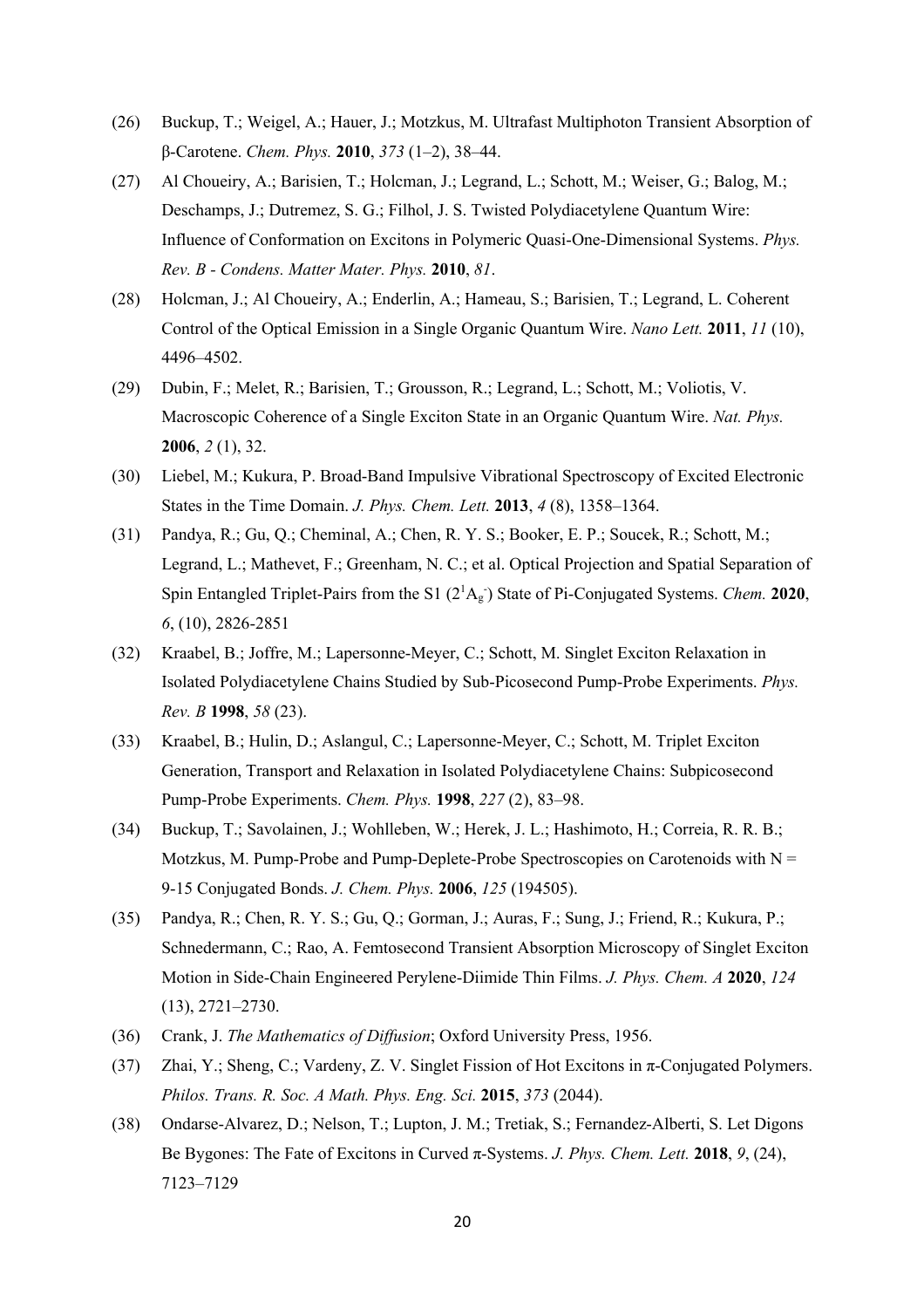(26) Buckup, T.; Weigel, A.; Hauer, J.; Motzkus, M. Ultrafast Multiphoton Transient Absorption of β-Carotene. *Chem. Phys.* **2010**, *373* (1–2), 38–44.

(27) Al Choueiry, A.; Barisien, T.; Holcman, J.; Legrand, L.; Schott, M.; Weiser, G.; Balog, M.; Deschamps, J.; Dutremez, S. G.; Filhol, J. S. Twisted Polydiacetylene Quantum Wire: Influence of Conformation on Excitons in Polymeric Quasi-One-Dimensional Systems. *Phys. Rev. B - Condens. Matter Mater. Phys.* **2010**, *81*.

(28) Holcman, J.; Al Choueiry, A.; Enderlin, A.; Hameau, S.; Barisien, T.; Legrand, L. Coherent Control of the Optical Emission in a Single Organic Quantum Wire. *Nano Lett.* **2011**, *11* (10), 4496–4502.

(29) Dubin, F.; Melet, R.; Barisien, T.; Grousson, R.; Legrand, L.; Schott, M.; Voliotis, V. Macroscopic Coherence of a Single Exciton State in an Organic Quantum Wire. *Nat. Phys.* **2006**, *2* (1), 32.

(30) Liebel, M.; Kukura, P. Broad-Band Impulsive Vibrational Spectroscopy of Excited Electronic States in the Time Domain. *J. Phys. Chem. Lett.* **2013**, *4* (8), 1358–1364.

(31) Pandya, R.; Gu, Q.; Cheminal, A.; Chen, R. Y. S.; Booker, E. P.; Soucek, R.; Schott, M.; Legrand, L.; Mathevet, F.; Greenham, N. C.; et al. Optical Projection and Spatial Separation of Spin Entangled Triplet-Pairs from the S1 ($2^1A_g^-$) State of Pi-Conjugated Systems. *Chem.* **2020**, *6*, (10), 2826-2851

(32) Kraabel, B.; Joffre, M.; Lapersonne-Meyer, C.; Schott, M. Singlet Exciton Relaxation in Isolated Polydiacetylene Chains Studied by Sub-Picosecond Pump-Probe Experiments. *Phys. Rev. B* **1998**, *58* (23).

(33) Kraabel, B.; Hulin, D.; Aslangul, C.; Lapersonne-Meyer, C.; Schott, M. Triplet Exciton Generation, Transport and Relaxation in Isolated Polydiacetylene Chains: Subpicosecond Pump-Probe Experiments. *Chem. Phys.* **1998**, *227* (2), 83–98.

(34) Buckup, T.; Savolainen, J.; Wohlleben, W.; Herek, J. L.; Hashimoto, H.; Correia, R. R. B.; Motzkus, M. Pump-Probe and Pump-Deplete-Probe Spectroscopies on Carotenoids with N = 9-15 Conjugated Bonds. *J. Chem. Phys.* **2006**, *125* (194505).

(35) Pandya, R.; Chen, R. Y. S.; Gu, Q.; Gorman, J.; Auras, F.; Sung, J.; Friend, R.; Kukura, P.; Schnedermann, C.; Rao, A. Femtosecond Transient Absorption Microscopy of Singlet Exciton Motion in Side-Chain Engineered Perylene-Diimide Thin Films. *J. Phys. Chem. A* **2020**, *124* (13), 2721–2730.

(36) Crank, J. *The Mathematics of Diffusion*; Oxford University Press, 1956.

(37) Zhai, Y.; Sheng, C.; Vardeny, Z. V. Singlet Fission of Hot Excitons in π-Conjugated Polymers. *Philos. Trans. R. Soc. A Math. Phys. Eng. Sci.* **2015**, *373* (2044).

(38) Ondarse-Alvarez, D.; Nelson, T.; Lupton, J. M.; Tretiak, S.; Fernandez-Alberti, S. Let Digons Be Bygones: The Fate of Excitons in Curved π-Systems. *J. Phys. Chem. Lett.* **2018**, *9*, (24), 7123–7129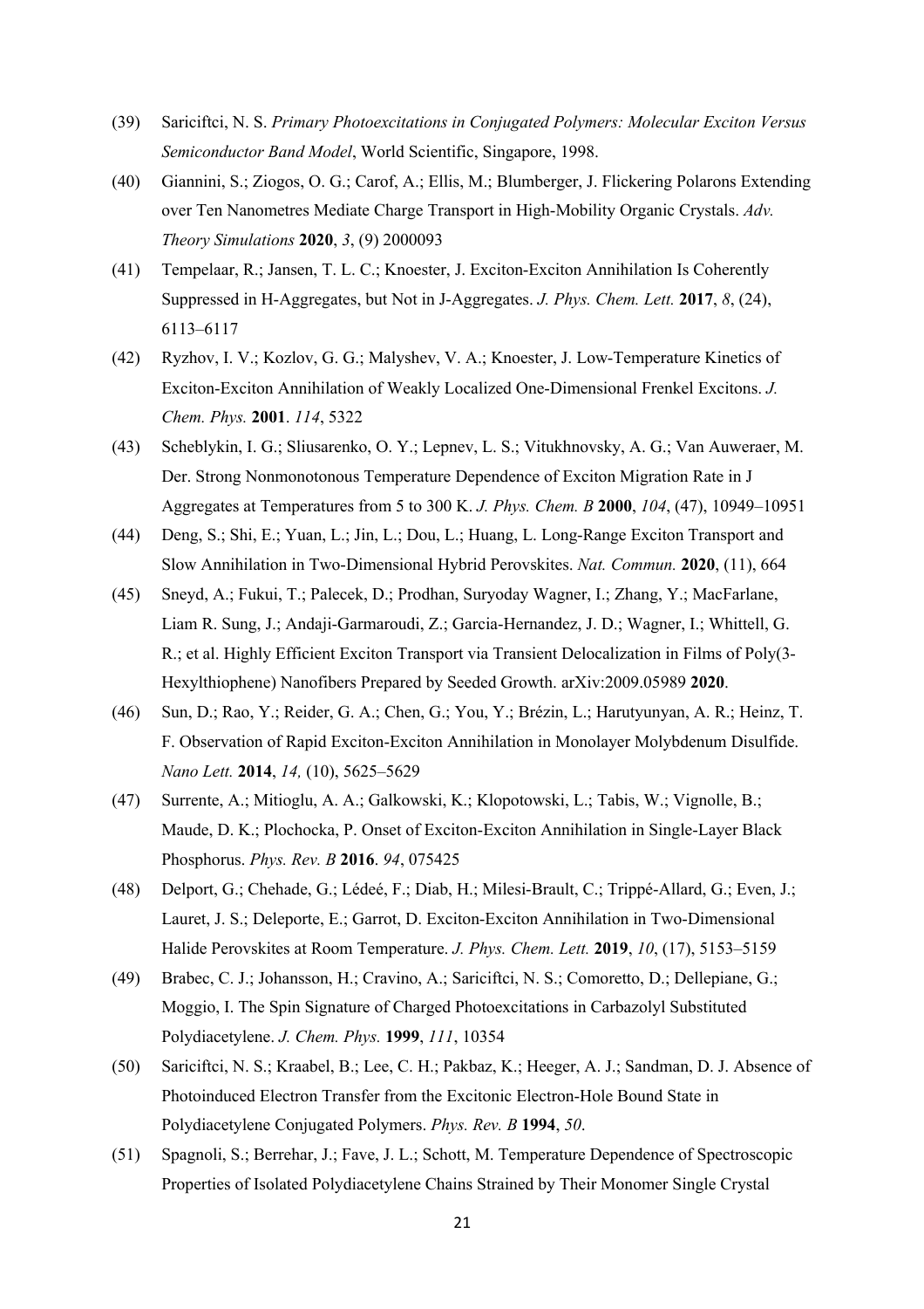(39) Sariciftci, N. S. *Primary Photoexcitations in Conjugated Polymers: Molecular Exciton Versus Semiconductor Band Model*, World Scientific, Singapore, 1998.

(40) Giannini, S.; Ziogos, O. G.; Carof, A.; Ellis, M.; Blumberger, J. Flickering Polarons Extending over Ten Nanometres Mediate Charge Transport in High-Mobility Organic Crystals. *Adv. Theory Simulations* **2020**, *3*, (9) 2000093

(41) Tempelaar, R.; Jansen, T. L. C.; Knoester, J. Exciton-Exciton Annihilation Is Coherently Suppressed in H-Aggregates, but Not in J-Aggregates. *J. Phys. Chem. Lett.* **2017**, *8*, (24), 6113–6117

(42) Ryzhov, I. V.; Kozlov, G. G.; Malyshev, V. A.; Knoester, J. Low-Temperature Kinetics of Exciton-Exciton Annihilation of Weakly Localized One-Dimensional Frenkel Excitons. *J. Chem. Phys.* **2001**. *114*, 5322

(43) Scheblykin, I. G.; Sliusarenko, O. Y.; Lepnev, L. S.; Vitukhnovsky, A. G.; Van Auweraer, M. Der. Strong Nonmonotonous Temperature Dependence of Exciton Migration Rate in J Aggregates at Temperatures from 5 to 300 K. *J. Phys. Chem. B* **2000**, *104*, (47), 10949–10951

(44) Deng, S.; Shi, E.; Yuan, L.; Jin, L.; Dou, L.; Huang, L. Long-Range Exciton Transport and Slow Annihilation in Two-Dimensional Hybrid Perovskites. *Nat. Commun.* **2020**, (11), 664

(45) Sneyd, A.; Fukui, T.; Palecek, D.; Prodhan, Suryoday Wagner, I.; Zhang, Y.; MacFarlane, Liam R. Sung, J.; Andaji-Garmaroudi, Z.; Garcia-Hernandez, J. D.; Wagner, I.; Whittell, G. R.; et al. Highly Efficient Exciton Transport via Transient Delocalization in Films of Poly(3-Hexylthiophene) Nanofibers Prepared by Seeded Growth. arXiv:2009.05989 **2020**.

(46) Sun, D.; Rao, Y.; Reider, G. A.; Chen, G.; You, Y.; Brézin, L.; Harutyunyan, A. R.; Heinz, T. F. Observation of Rapid Exciton-Exciton Annihilation in Monolayer Molybdenum Disulfide. *Nano Lett.* **2014**, *14,* (10), 5625–5629

(47) Surrente, A.; Mitioglu, A. A.; Galkowski, K.; Klopotowski, L.; Tabis, W.; Vignolle, B.; Maude, D. K.; Plochocka, P. Onset of Exciton-Exciton Annihilation in Single-Layer Black Phosphorus. *Phys. Rev. B* **2016**. *94*, 075425

(48) Delport, G.; Chehade, G.; Lédeé, F.; Diab, H.; Milesi-Brault, C.; Trippé-Allard, G.; Even, J.; Lauret, J. S.; Deleporte, E.; Garrot, D. Exciton-Exciton Annihilation in Two-Dimensional Halide Perovskites at Room Temperature. *J. Phys. Chem. Lett.* **2019**, *10*, (17), 5153–5159

(49) Brabec, C. J.; Johansson, H.; Cravino, A.; Sariciftci, N. S.; Comoretto, D.; Dellepiane, G.; Moggio, I. The Spin Signature of Charged Photoexcitations in Carbazolyl Substituted Polydiacetylene. *J. Chem. Phys.* **1999**, *111*, 10354

(50) Sariciftci, N. S.; Kraabel, B.; Lee, C. H.; Pakbaz, K.; Heeger, A. J.; Sandman, D. J. Absence of Photoinduced Electron Transfer from the Excitonic Electron-Hole Bound State in Polydiacetylene Conjugated Polymers. *Phys. Rev. B* **1994**, *50*.

(51) Spagnoli, S.; Berrehar, J.; Fave, J. L.; Schott, M. Temperature Dependence of Spectroscopic Properties of Isolated Polydiacetylene Chains Strained by Their Monomer Single Crystal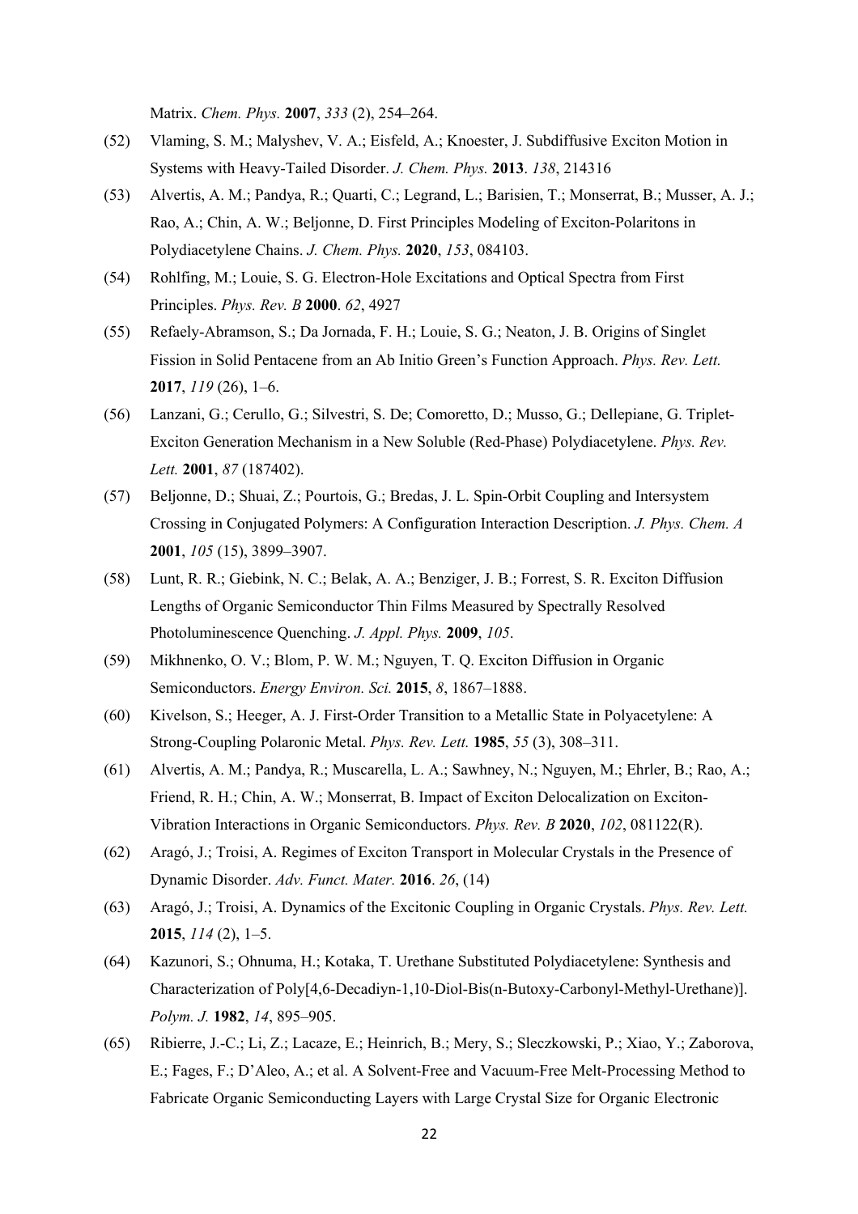Matrix. *Chem. Phys.* **2007**, *333* (2), 254–264.

(52) Vlaming, S. M.; Malyshev, V. A.; Eisfeld, A.; Knoester, J. Subdiffusive Exciton Motion in Systems with Heavy-Tailed Disorder. *J. Chem. Phys.* **2013**. *138*, 214316

(53) Alvertis, A. M.; Pandya, R.; Quarti, C.; Legrand, L.; Barisien, T.; Monserrat, B.; Musser, A. J.; Rao, A.; Chin, A. W.; Beljonne, D. First Principles Modeling of Exciton-Polaritons in Polydiacetylene Chains. *J. Chem. Phys.* **2020**, *153*, 084103.

(54) Rohlfing, M.; Louie, S. G. Electron-Hole Excitations and Optical Spectra from First Principles. *Phys. Rev. B* **2000**. *62*, 4927

(55) Refaely-Abramson, S.; Da Jornada, F. H.; Louie, S. G.; Neaton, J. B. Origins of Singlet Fission in Solid Pentacene from an Ab Initio Green's Function Approach. *Phys. Rev. Lett.* **2017**, *119* (26), 1–6.

(56) Lanzani, G.; Cerullo, G.; Silvestri, S. De; Comoretto, D.; Musso, G.; Dellepiane, G. Triplet-Exciton Generation Mechanism in a New Soluble (Red-Phase) Polydiacetylene. *Phys. Rev. Lett.* **2001**, *87* (187402).

(57) Beljonne, D.; Shuai, Z.; Pourtois, G.; Bredas, J. L. Spin-Orbit Coupling and Intersystem Crossing in Conjugated Polymers: A Configuration Interaction Description. *J. Phys. Chem. A* **2001**, *105* (15), 3899–3907.

(58) Lunt, R. R.; Giebink, N. C.; Belak, A. A.; Benziger, J. B.; Forrest, S. R. Exciton Diffusion Lengths of Organic Semiconductor Thin Films Measured by Spectrally Resolved Photoluminescence Quenching. *J. Appl. Phys.* **2009**, *105*.

(59) Mikhnenko, O. V.; Blom, P. W. M.; Nguyen, T. Q. Exciton Diffusion in Organic Semiconductors. *Energy Environ. Sci.* **2015**, *8*, 1867–1888.

(60) Kivelson, S.; Heeger, A. J. First-Order Transition to a Metallic State in Polyacetylene: A Strong-Coupling Polaronic Metal. *Phys. Rev. Lett.* **1985**, *55* (3), 308–311.

(61) Alvertis, A. M.; Pandya, R.; Muscarella, L. A.; Sawhney, N.; Nguyen, M.; Ehrler, B.; Rao, A.; Friend, R. H.; Chin, A. W.; Monserrat, B. Impact of Exciton Delocalization on Exciton-Vibration Interactions in Organic Semiconductors. *Phys. Rev. B* **2020**, *102*, 081122(R).

(62) Aragó, J.; Troisi, A. Regimes of Exciton Transport in Molecular Crystals in the Presence of Dynamic Disorder. *Adv. Funct. Mater.* **2016**. *26*, (14)

(63) Aragó, J.; Troisi, A. Dynamics of the Excitonic Coupling in Organic Crystals. *Phys. Rev. Lett.* **2015**, *114* (2), 1–5.

(64) Kazunori, S.; Ohnuma, H.; Kotaka, T. Urethane Substituted Polydiacetylene: Synthesis and Characterization of Poly[4,6-Decadiyn-1,10-Diol-Bis(n-Butoxy-Carbonyl-Methyl-Urethane)]. *Polym. J.* **1982**, *14*, 895–905.

(65) Ribierre, J.-C.; Li, Z.; Lacaze, E.; Heinrich, B.; Mery, S.; Sleczkowski, P.; Xiao, Y.; Zaborova, E.; Fages, F.; D'Aleo, A.; et al. A Solvent-Free and Vacuum-Free Melt-Processing Method to Fabricate Organic Semiconducting Layers with Large Crystal Size for Organic Electronic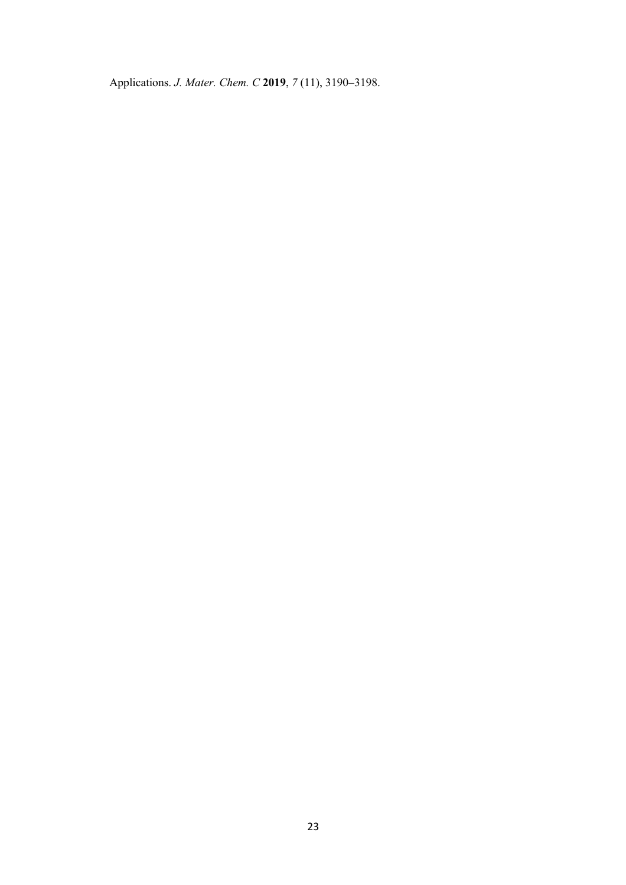Applications. *J. Mater. Chem. C* **2019**, *7* (11), 3190–3198.